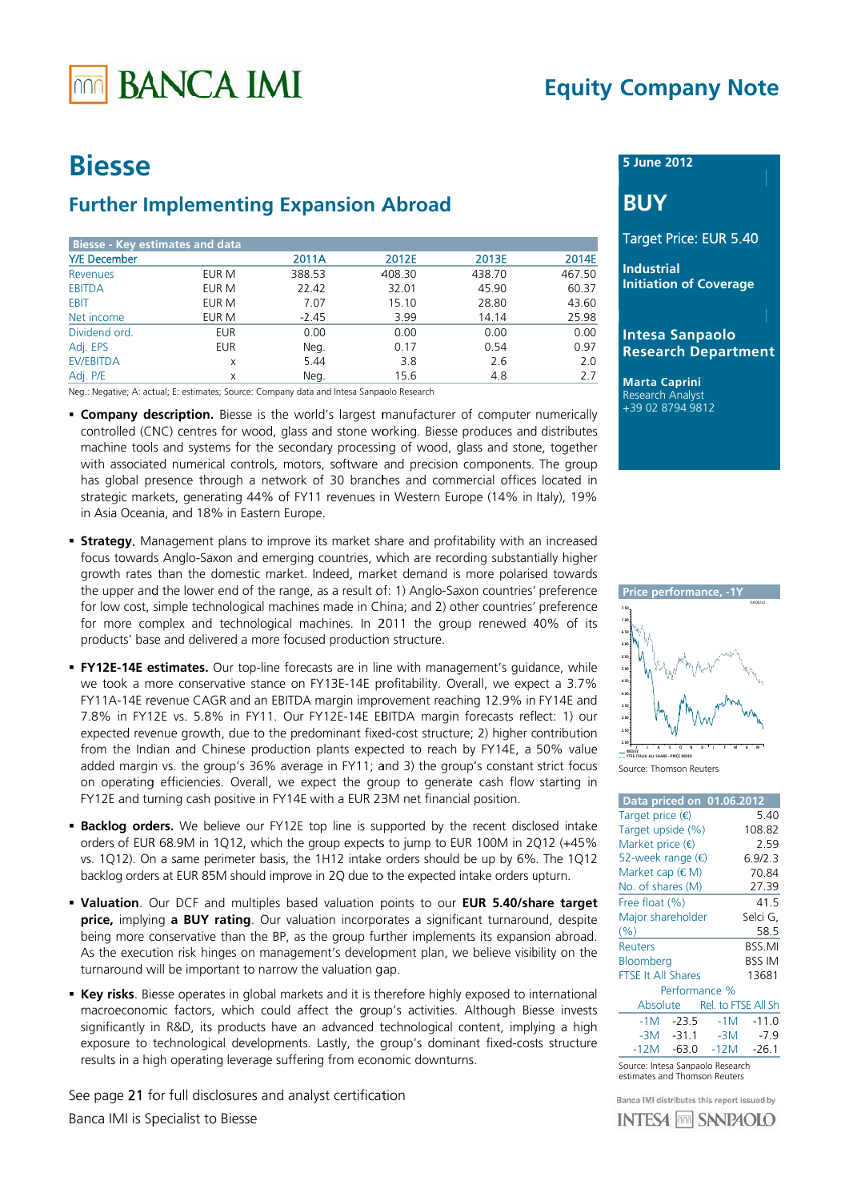# Equity Company Note

# Biesse

## Further Implementing Expansion Abroad

| Biesse - Key estimates and data | | | | | |
|---|---|---|---|---|---|
| Y/E December | | 2011A | 2012E | 2013E | 2014E |
| Revenues | EUR M | 388.53 | 408.30 | 438.70 | 467.50 |
| EBITDA | EUR M | 22.42 | 32.01 | 45.90 | 60.37 |
| EBIT | EUR M | 7.07 | 15.10 | 28.80 | 43.60 |
| Net income | EUR M | -2.45 | 3.99 | 14.14 | 25.98 |
| Dividend ord. | EUR | 0.00 | 0.00 | 0.00 | 0.00 |
| Adj. EPS | EUR | Neg. | 0.17 | 0.54 | 0.97 |
| EV/EBITDA | x | 5.44 | 3.8 | 2.6 | 2.0 |
| Adj. P/E | x | Neg. | 15.6 | 4.8 | 2.7 |

Neg.: Negative; A: actual; E: estimates; Source: Company data and Intesa Sanpaolo Research

- **Company description.** Biesse is the world's largest manufacturer of computer numerically controlled (CNC) centres for wood, glass and stone working. Biesse produces and distributes machine tools and systems for the secondary processing of wood, glass and stone, together with associated numerical controls, motors, software and precision components. The group has global presence through a network of 30 branches and commercial offices located in strategic markets, generating 44% of FY11 revenues in Western Europe (14% in Italy), 19% in Asia Oceania, and 18% in Eastern Europe.

- **Strategy.** Management plans to improve its market share and profitability with an increased focus towards Anglo-Saxon and emerging countries, which are recording substantially higher growth rates than the domestic market. Indeed, market demand is more polarised towards the upper and the lower end of the range, as a result of: 1) Anglo-Saxon countries' preference for low cost, simple technological machines made in China; and 2) other countries' preference for more complex and technological machines. In 2011 the group renewed 40% of its products' base and delivered a more focused production structure.

- **FY12E-14E estimates.** Our top-line forecasts are in line with management's guidance, while we took a more conservative stance on FY13E-14E profitability. Overall, we expect a 3.7% FY11A-14E revenue CAGR and an EBITDA margin improvement reaching 12.9% in FY14E and 7.8% in FY12E vs. 5.8% in FY11. Our FY12E-14E EBITDA margin forecasts reflect: 1) our expected revenue growth, due to the predominant fixed-cost structure; 2) higher contribution from the Indian and Chinese production plants expected to reach by FY14E, a 50% value added margin vs. the group's 36% average in FY11; and 3) the group's constant strict focus on operating efficiencies. Overall, we expect the group to generate cash flow starting in FY12E and turning cash positive in FY14E with a EUR 23M net financial position.

- **Backlog orders.** We believe our FY12E top line is supported by the recent disclosed intake orders of EUR 68.9M in 1Q12, which the group expects to jump to EUR 100M in 2Q12 (+45% vs. 1Q12). On a same perimeter basis, the 1H12 intake orders should be up by 6%. The 1Q12 backlog orders at EUR 85M should improve in 2Q due to the expected intake orders upturn.

- **Valuation**. Our DCF and multiples based valuation points to our **EUR 5.40/share target price,** implying **a BUY rating**. Our valuation incorporates a significant turnaround, despite being more conservative than the BP, as the group further implements its expansion abroad. As the execution risk hinges on management's development plan, we believe visibility on the turnaround will be important to narrow the valuation gap.

- **Key risks**. Biesse operates in global markets and it is therefore highly exposed to international macroeconomic factors, which could affect the group's activities. Although Biesse invests significantly in R&D, its products have an advanced technological content, implying a high exposure to technological developments. Lastly, the group's dominant fixed-costs structure results in a high operating leverage suffering from economic downturns.

See page 21 for full disclosures and analyst certification

Banca IMI is Specialist to Biesse

---

**5 June 2012**

# BUY

Target Price: EUR 5.40

**Industrial**
**Initiation of Coverage**

**Intesa Sanpaolo Research Department**

**Marta Caprini**
Research Analyst
+39 02 8794 9812

**Price performance, -1Y**

Source: Thomson Reuters

| Data priced on 01.06.2012 | |
|---|---|
| Target price (€) | 5.40 |
| Target upside (%) | 108.82 |
| Market price (€) | 2.59 |
| 52-week range (€) | 6.9/2.3 |
| Market cap (€ M) | 70.84 |
| No. of shares (M) | 27.39 |
| Free float (%) | 41.5 |
| Major shareholder (%) | Selci G, 58.5 |
| Reuters | BSS.MI |
| Bloomberg | BSS IM |
| FTSE It All Shares | 13681 |

| Performance % | | | |
|---|---|---|---|
| Absolute | | Rel. to FTSE All Sh | |
| -1M | -23.5 | -1M | -11.0 |
| -3M | -31.1 | -3M | -7.9 |
| -12M | -63.0 | -12M | -26.1 |

Source: Intesa Sanpaolo Research estimates and Thomson Reuters

Banca IMI distributes this report issued by INTESA SANPAOLO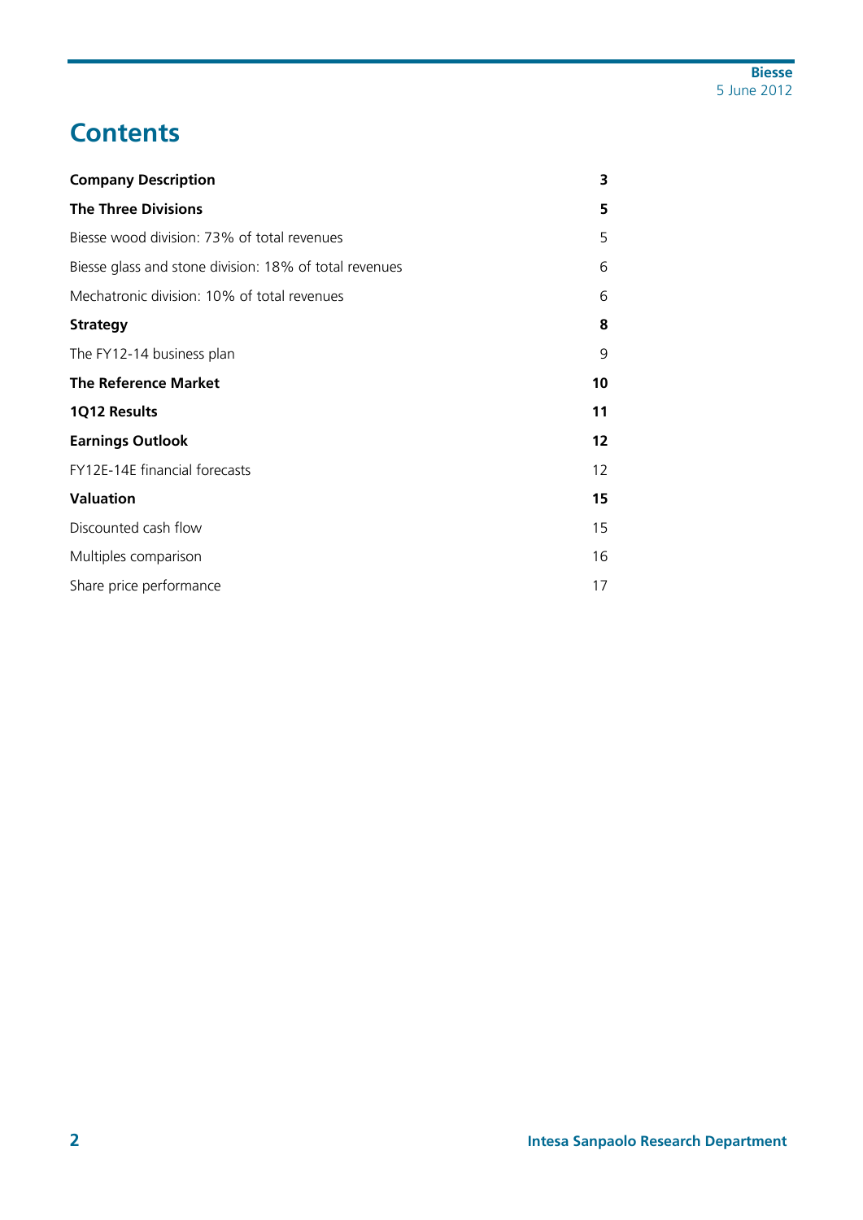# Contents

| | |
|---|---|
| **Company Description** | **3** |
| **The Three Divisions** | **5** |
| Biesse wood division: 73% of total revenues | 5 |
| Biesse glass and stone division: 18% of total revenues | 6 |
| Mechatronic division: 10% of total revenues | 6 |
| **Strategy** | **8** |
| The FY12-14 business plan | 9 |
| **The Reference Market** | **10** |
| **1Q12 Results** | **11** |
| **Earnings Outlook** | **12** |
| FY12E-14E financial forecasts | 12 |
| **Valuation** | **15** |
| Discounted cash flow | 15 |
| Multiples comparison | 16 |
| Share price performance | 17 |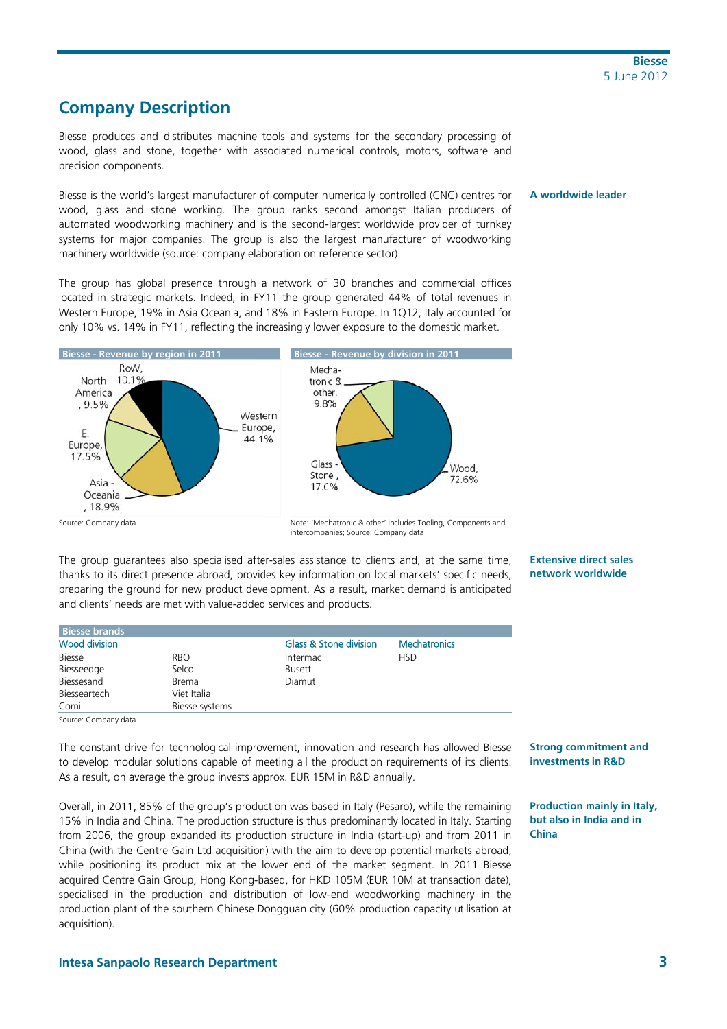## Company Description

Biesse produces and distributes machine tools and systems for the secondary processing of wood, glass and stone, together with associated numerical controls, motors, software and precision components.

**A worldwide leader**

Biesse is the world's largest manufacturer of computer numerically controlled (CNC) centres for wood, glass and stone working. The group ranks second amongst Italian producers of automated woodworking machinery and is the second-largest worldwide provider of turnkey systems for major companies. The group is also the largest manufacturer of woodworking machinery worldwide (source: company elaboration on reference sector).

The group has global presence through a network of 30 branches and commercial offices located in strategic markets. Indeed, in FY11 the group generated 44% of total revenues in Western Europe, 19% in Asia Oceania, and 18% in Eastern Europe. In 1Q12, Italy accounted for only 10% vs. 14% in FY11, reflecting the increasingly lower exposure to the domestic market.

**Biesse - Revenue by region in 2011**

| Region | Share |
|---|---|
| Western Europe | 44.1% |
| Asia - Oceania | 18.9% |
| E. Europe | 17.5% |
| RoW | 10.1% |
| North America | 9.5% |

Source: Company data

**Biesse - Revenue by division in 2011**

| Division | Share |
|---|---|
| Wood | 72.6% |
| Glass - Store | 17.6% |
| Mecha-tronc & other | 9.8% |

Note: 'Mechatronic & other' includes Tooling, Components and intercompanies; Source: Company data

**Extensive direct sales network worldwide**

The group guarantees also specialised after-sales assistance to clients and, at the same time, thanks to its direct presence abroad, provides key information on local markets' specific needs, preparing the ground for new product development. As a result, market demand is anticipated and clients' needs are met with value-added services and products.

**Biesse brands**

| Wood division | | Glass & Stone division | Mechatronics |
|---|---|---|---|
| Biesse | RBO | Intermac | HSD |
| Biesseedge | Selco | Busetti | |
| Biessesand | Brema | Diamut | |
| Biesseartech | Viet Italia | | |
| Comil | Biesse systems | | |

Source: Company data

**Strong commitment and investments in R&D**

The constant drive for technological improvement, innovation and research has allowed Biesse to develop modular solutions capable of meeting all the production requirements of its clients. As a result, on average the group invests approx. EUR 15M in R&D annually.

**Production mainly in Italy, but also in India and in China**

Overall, in 2011, 85% of the group's production was based in Italy (Pesaro), while the remaining 15% in India and China. The production structure is thus predominantly located in Italy. Starting from 2006, the group expanded its production structure in India (start-up) and from 2011 in China (with the Centre Gain Ltd acquisition) with the aim to develop potential markets abroad, while positioning its product mix at the lower end of the market segment. In 2011 Biesse acquired Centre Gain Group, Hong Kong-based, for HKD 105M (EUR 10M at transaction date), specialised in the production and distribution of low-end woodworking machinery in the production plant of the southern Chinese Dongguan city (60% production capacity utilisation at acquisition).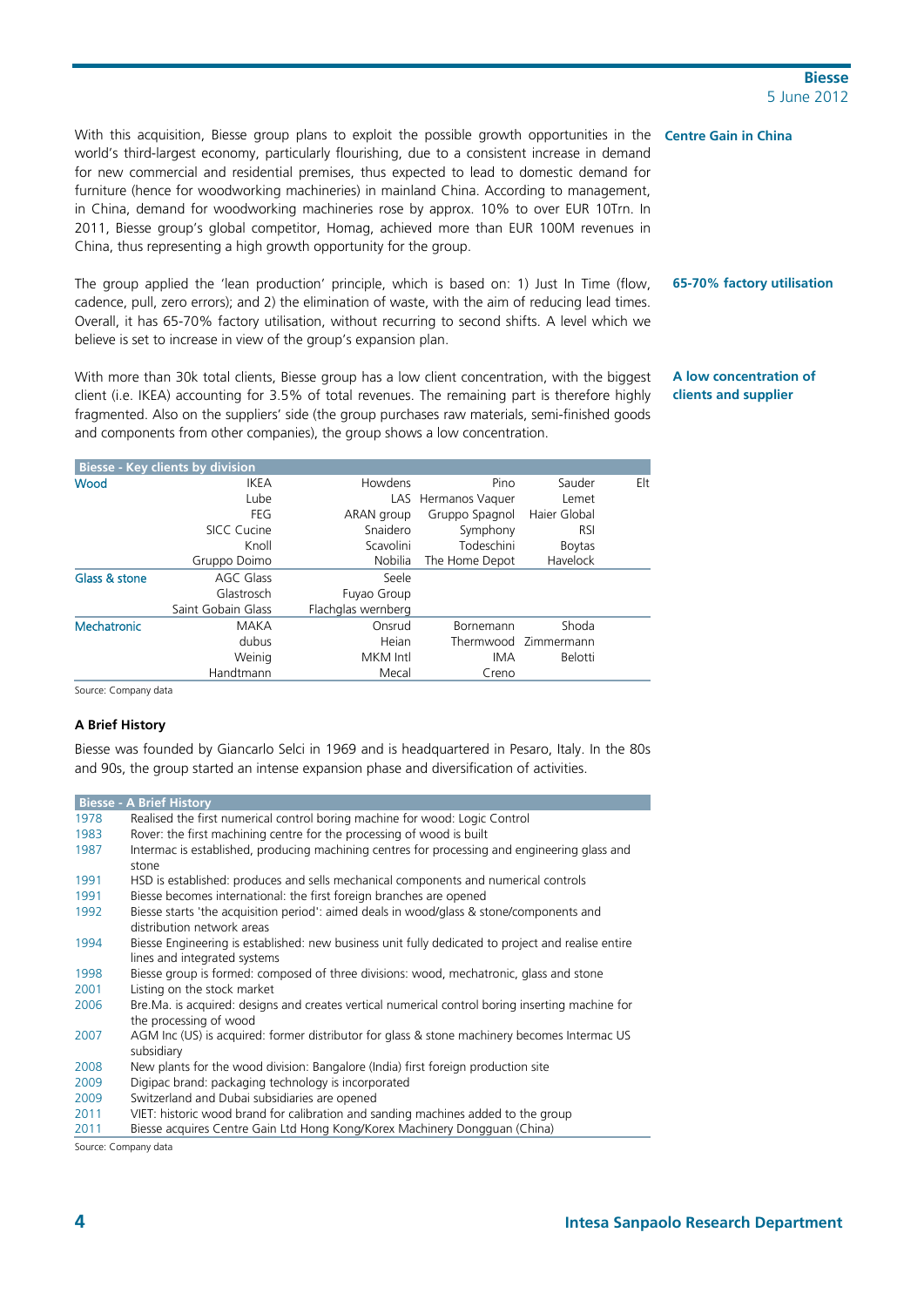**Centre Gain in China**

With this acquisition, Biesse group plans to exploit the possible growth opportunities in the world's third-largest economy, particularly flourishing, due to a consistent increase in demand for new commercial and residential premises, thus expected to lead to domestic demand for furniture (hence for woodworking machineries) in mainland China. According to management, in China, demand for woodworking machineries rose by approx. 10% to over EUR 10Trn. In 2011, Biesse group's global competitor, Homag, achieved more than EUR 100M revenues in China, thus representing a high growth opportunity for the group.

**65-70% factory utilisation**

The group applied the 'lean production' principle, which is based on: 1) Just In Time (flow, cadence, pull, zero errors); and 2) the elimination of waste, with the aim of reducing lead times. Overall, it has 65-70% factory utilisation, without recurring to second shifts. A level which we believe is set to increase in view of the group's expansion plan.

**A low concentration of clients and supplier**

With more than 30k total clients, Biesse group has a low client concentration, with the biggest client (i.e. IKEA) accounting for 3.5% of total revenues. The remaining part is therefore highly fragmented. Also on the suppliers' side (the group purchases raw materials, semi-finished goods and components from other companies), the group shows a low concentration.

| Biesse - Key clients by division | | | | | |
|---|---|---|---|---|---|
| Wood | IKEA | Howdens | Pino | Sauder | Elt |
| | Lube | LAS | Hermanos Vaquer | Lemet | |
| | FEG | ARAN group | Gruppo Spagnol | Haier Global | |
| | SICC Cucine | Snaidero | Symphony | RSI | |
| | Knoll | Scavolini | Todeschini | Boytas | |
| | Gruppo Doimo | Nobilia | The Home Depot | Havelock | |
| Glass & stone | AGC Glass | Seele | | | |
| | Glastrosch | Fuyao Group | | | |
| | Saint Gobain Glass | Flachglas wernberg | | | |
| Mechatronic | MAKA | Onsrud | Bornemann | Shoda | |
| | dubus | Heian | Thermwood | Zimmermann | |
| | Weinig | MKM Intl | IMA | Belotti | |
| | Handtmann | Mecal | Creno | | |

Source: Company data

### A Brief History

Biesse was founded by Giancarlo Selci in 1969 and is headquartered in Pesaro, Italy. In the 80s and 90s, the group started an intense expansion phase and diversification of activities.

| Biesse - A Brief History | |
|---|---|
| 1978 | Realised the first numerical control boring machine for wood: Logic Control |
| 1983 | Rover: the first machining centre for the processing of wood is built |
| 1987 | Intermac is established, producing machining centres for processing and engineering glass and stone |
| 1991 | HSD is established: produces and sells mechanical components and numerical controls |
| 1991 | Biesse becomes international: the first foreign branches are opened |
| 1992 | Biesse starts 'the acquisition period': aimed deals in wood/glass & stone/components and distribution network areas |
| 1994 | Biesse Engineering is established: new business unit fully dedicated to project and realise entire lines and integrated systems |
| 1998 | Biesse group is formed: composed of three divisions: wood, mechatronic, glass and stone |
| 2001 | Listing on the stock market |
| 2006 | Bre.Ma. is acquired: designs and creates vertical numerical control boring inserting machine for the processing of wood |
| 2007 | AGM Inc (US) is acquired: former distributor for glass & stone machinery becomes Intermac US subsidiary |
| 2008 | New plants for the wood division: Bangalore (India) first foreign production site |
| 2009 | Digipac brand: packaging technology is incorporated |
| 2009 | Switzerland and Dubai subsidiaries are opened |
| 2011 | VIET: historic wood brand for calibration and sanding machines added to the group |
| 2011 | Biesse acquires Centre Gain Ltd Hong Kong/Korex Machinery Dongguan (China) |

Source: Company data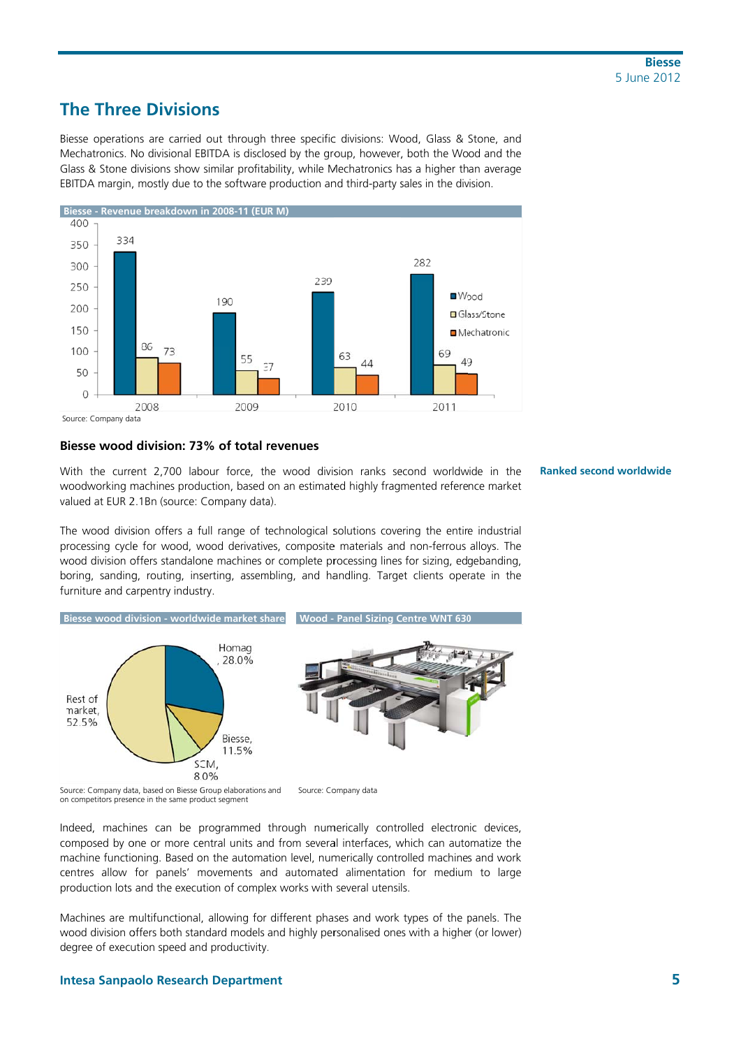## The Three Divisions

Biesse operations are carried out through three specific divisions: Wood, Glass & Stone, and Mechatronics. No divisional EBITDA is disclosed by the group, however, both the Wood and the Glass & Stone divisions show similar profitability, while Mechatronics has a higher than average EBITDA margin, mostly due to the software production and third-party sales in the division.

**Biesse - Revenue breakdown in 2008-11 (EUR M)**

| | 2008 | 2009 | 2010 | 2011 |
|---|---|---|---|---|
| Wood | 334 | 190 | 239 | 282 |
| Glass/Stone | 86 | 55 | 63 | 69 |
| Mechatronic | 73 | 37 | 44 | 49 |

Source: Company data

### Biesse wood division: 73% of total revenues

**Ranked second worldwide**

With the current 2,700 labour force, the wood division ranks second worldwide in the woodworking machines production, based on an estimated highly fragmented reference market valued at EUR 2.1Bn (source: Company data).

The wood division offers a full range of technological solutions covering the entire industrial processing cycle for wood, wood derivatives, composite materials and non-ferrous alloys. The wood division offers standalone machines or complete processing lines for sizing, edgebanding, boring, sanding, routing, inserting, assembling, and handling. Target clients operate in the furniture and carpentry industry.

**Biesse wood division - worldwide market share**

| Company | Share |
|---|---|
| Homag | 28.0% |
| Biesse | 11.5% |
| SCM | 8.0% |
| Rest of market | 52.5% |

Source: Company data, based on Biesse Group elaborations and on competitors presence in the same product segment

**Wood - Panel Sizing Centre WNT 630**

Source: Company data

Indeed, machines can be programmed through numerically controlled electronic devices, composed by one or more central units and from several interfaces, which can automatize the machine functioning. Based on the automation level, numerically controlled machines and work centres allow for panels' movements and automated alimentation for medium to large production lots and the execution of complex works with several utensils.

Machines are multifunctional, allowing for different phases and work types of the panels. The wood division offers both standard models and highly personalised ones with a higher (or lower) degree of execution speed and productivity.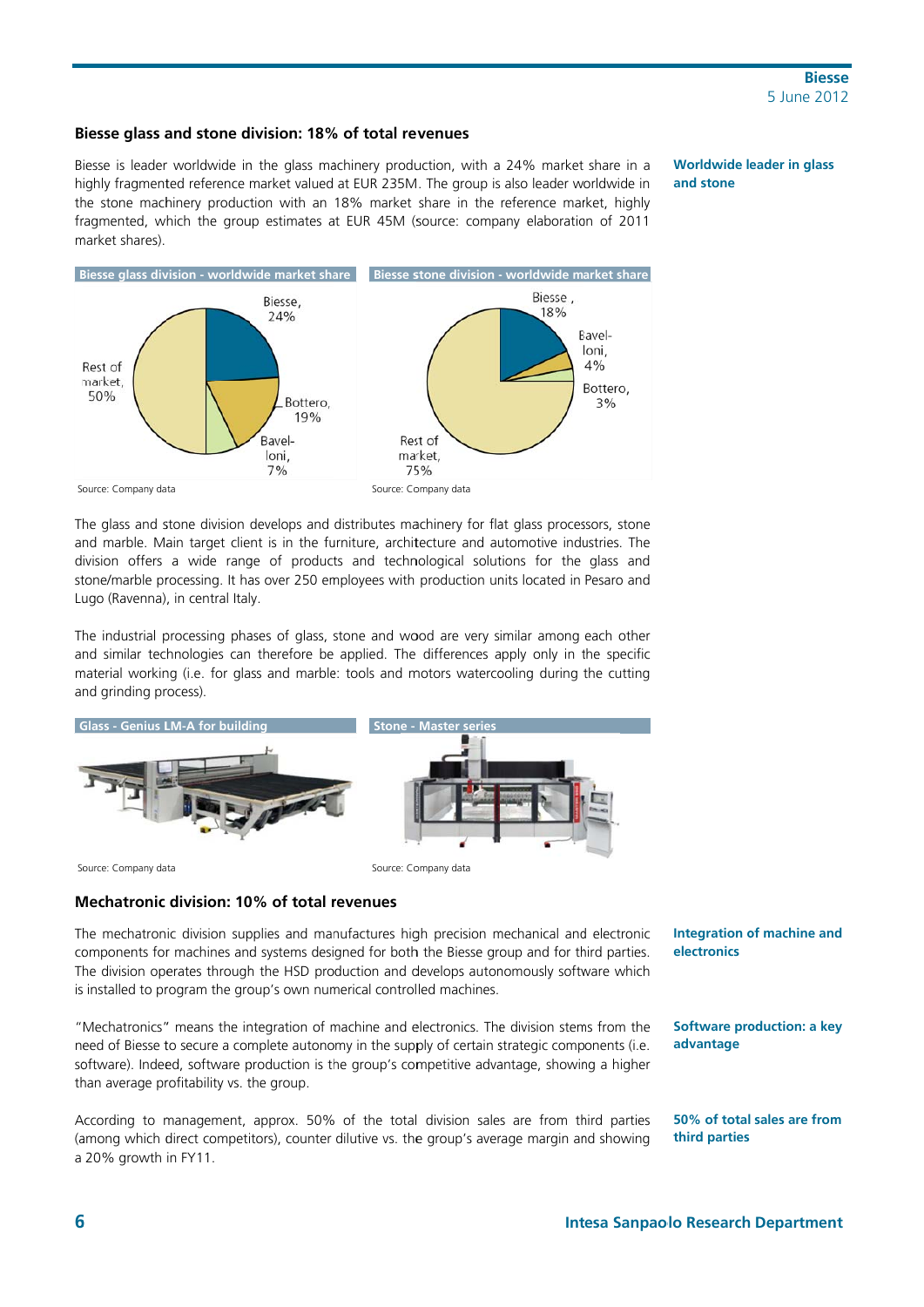## Biesse glass and stone division: 18% of total revenues

**Worldwide leader in glass and stone**

Biesse is leader worldwide in the glass machinery production, with a 24% market share in a highly fragmented reference market valued at EUR 235M. The group is also leader worldwide in the stone machinery production with an 18% market share in the reference market, highly fragmented, which the group estimates at EUR 45M (source: company elaboration of 2011 market shares).

**Biesse glass division - worldwide market share**

| Company | Share |
|---|---|
| Biesse | 24% |
| Bottero | 19% |
| Bavelloni | 7% |
| Rest of market | 50% |

Source: Company data

**Biesse stone division - worldwide market share**

| Company | Share |
|---|---|
| Biesse | 18% |
| Bavelloni | 4% |
| Bottero | 3% |
| Rest of market | 75% |

Source: Company data

The glass and stone division develops and distributes machinery for flat glass processors, stone and marble. Main target client is in the furniture, architecture and automotive industries. The division offers a wide range of products and technological solutions for the glass and stone/marble processing. It has over 250 employees with production units located in Pesaro and Lugo (Ravenna), in central Italy.

The industrial processing phases of glass, stone and wood are very similar among each other and similar technologies can therefore be applied. The differences apply only in the specific material working (i.e. for glass and marble: tools and motors watercooling during the cutting and grinding process).

**Glass - Genius LM-A for building**

Source: Company data

**Stone - Master series**

Source: Company data

## Mechatronic division: 10% of total revenues

**Integration of machine and electronics**

The mechatronic division supplies and manufactures high precision mechanical and electronic components for machines and systems designed for both the Biesse group and for third parties. The division operates through the HSD production and develops autonomously software which is installed to program the group's own numerical controlled machines.

**Software production: a key advantage**

"Mechatronics" means the integration of machine and electronics. The division stems from the need of Biesse to secure a complete autonomy in the supply of certain strategic components (i.e. software). Indeed, software production is the group's competitive advantage, showing a higher than average profitability vs. the group.

**50% of total sales are from third parties**

According to management, approx. 50% of the total division sales are from third parties (among which direct competitors), counter dilutive vs. the group's average margin and showing a 20% growth in FY11.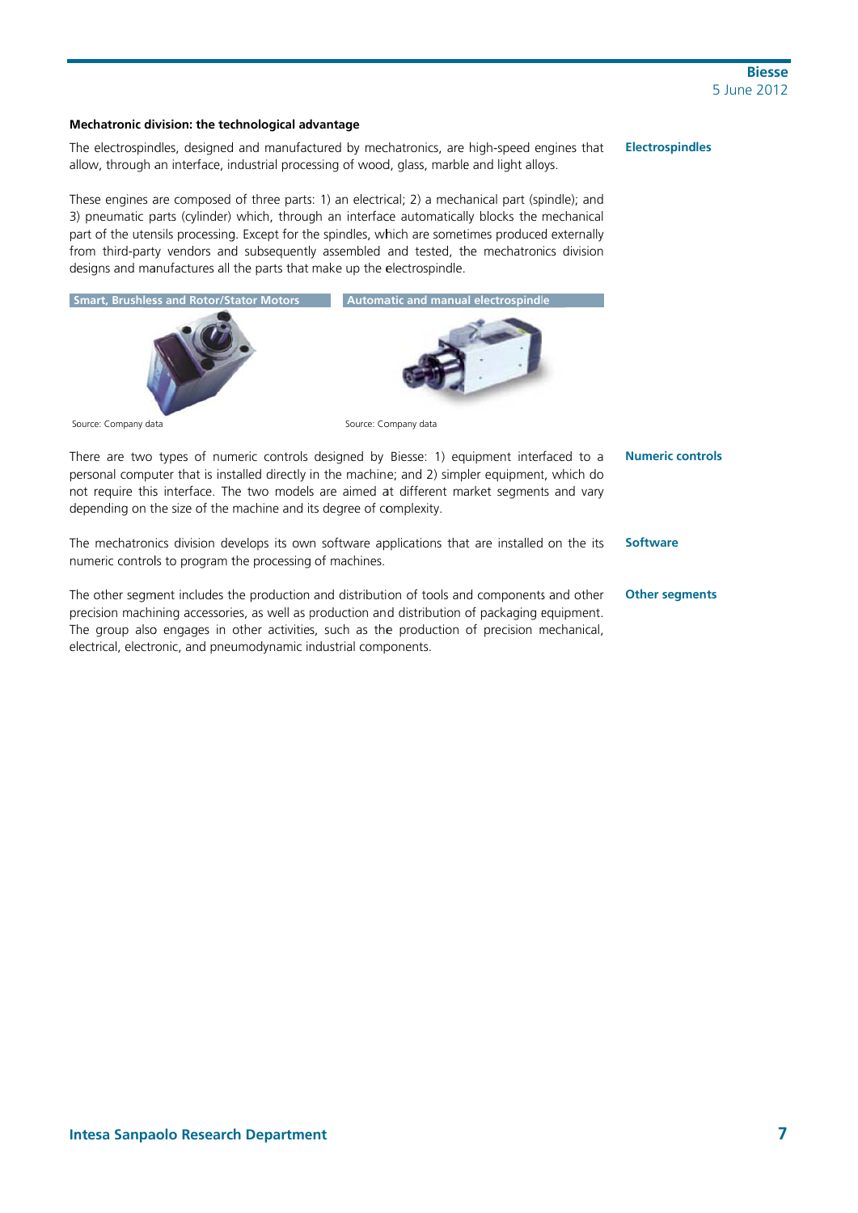**Mechatronic division: the technological advantage**

**Electrospindles**

The electrospindles, designed and manufactured by mechatronics, are high-speed engines that allow, through an interface, industrial processing of wood, glass, marble and light alloys.

These engines are composed of three parts: 1) an electrical; 2) a mechanical part (spindle); and 3) pneumatic parts (cylinder) which, through an interface automatically blocks the mechanical part of the utensils processing. Except for the spindles, which are sometimes produced externally from third-party vendors and subsequently assembled and tested, the mechatronics division designs and manufactures all the parts that make up the electrospindle.

**Smart, Brushless and Rotor/Stator Motors**

Source: Company data

**Automatic and manual electrospindle**

Source: Company data

**Numeric controls**

There are two types of numeric controls designed by Biesse: 1) equipment interfaced to a personal computer that is installed directly in the machine; and 2) simpler equipment, which do not require this interface. The two models are aimed at different market segments and vary depending on the size of the machine and its degree of complexity.

**Software**

The mechatronics division develops its own software applications that are installed on the its numeric controls to program the processing of machines.

**Other segments**

The other segment includes the production and distribution of tools and components and other precision machining accessories, as well as production and distribution of packaging equipment. The group also engages in other activities, such as the production of precision mechanical, electrical, electronic, and pneumodynamic industrial components.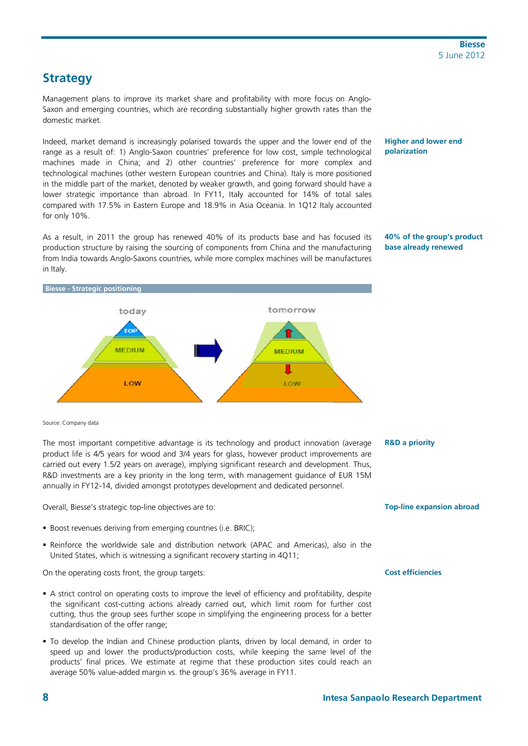## Strategy

Management plans to improve its market share and profitability with more focus on Anglo-Saxon and emerging countries, which are recording substantially higher growth rates than the domestic market.

**Higher and lower end polarization**

Indeed, market demand is increasingly polarised towards the upper and the lower end of the range as a result of: 1) Anglo-Saxon countries' preference for low cost, simple technological machines made in China; and 2) other countries' preference for more complex and technological machines (other western European countries and China). Italy is more positioned in the middle part of the market, denoted by weaker growth, and going forward should have a lower strategic importance than abroad. In FY11, Italy accounted for 14% of total sales compared with 17.5% in Eastern Europe and 18.9% in Asia Oceania. In 1Q12 Italy accounted for only 10%.

**40% of the group's product base already renewed**

As a result, in 2011 the group has renewed 40% of its products base and has focused its production structure by raising the sourcing of components from China and the manufacturing from India towards Anglo-Saxons countries, while more complex machines will be manufactures in Italy.

**Biesse - Strategic positioning**

today: TOP, MEDIUM, LOW → tomorrow: MEDIUM, LOW

Source: Company data

**R&D a priority**

The most important competitive advantage is its technology and product innovation (average product life is 4/5 years for wood and 3/4 years for glass, however product improvements are carried out every 1.5/2 years on average), implying significant research and development. Thus, R&D investments are a key priority in the long term, with management guidance of EUR 15M annually in FY12-14, divided amongst prototypes development and dedicated personnel.

**Top-line expansion abroad**

Overall, Biesse's strategic top-line objectives are to:

- Boost revenues deriving from emerging countries (i.e. BRIC);
- Reinforce the worldwide sale and distribution network (APAC and Americas), also in the United States, which is witnessing a significant recovery starting in 4Q11;

**Cost efficiencies**

On the operating costs front, the group targets:

- A strict control on operating costs to improve the level of efficiency and profitability, despite the significant cost-cutting actions already carried out, which limit room for further cost cutting, thus the group sees further scope in simplifying the engineering process for a better standardisation of the offer range;
- To develop the Indian and Chinese production plants, driven by local demand, in order to speed up and lower the products/production costs, while keeping the same level of the products' final prices. We estimate at regime that these production sites could reach an average 50% value-added margin vs. the group's 36% average in FY11.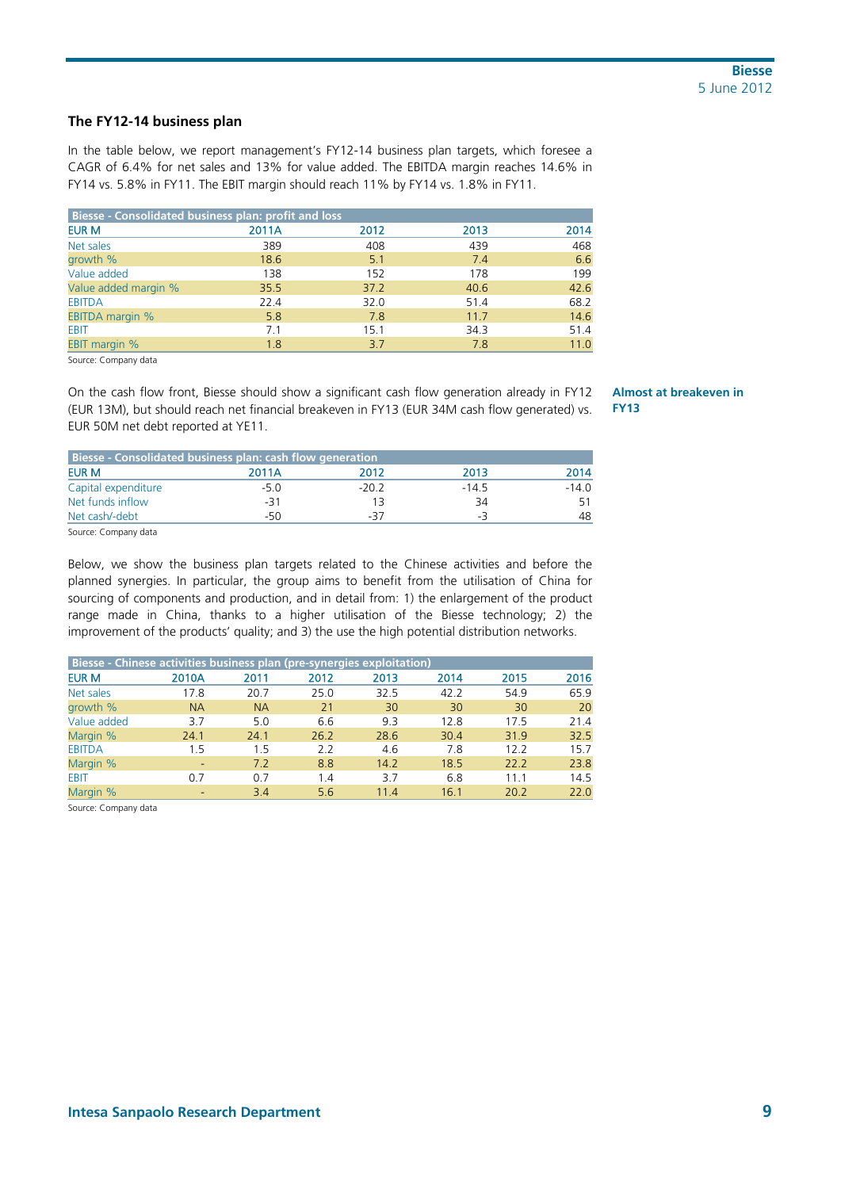### The FY12-14 business plan

In the table below, we report management's FY12-14 business plan targets, which foresee a CAGR of 6.4% for net sales and 13% for value added. The EBITDA margin reaches 14.6% in FY14 vs. 5.8% in FY11. The EBIT margin should reach 11% by FY14 vs. 1.8% in FY11.

| Biesse - Consolidated business plan: profit and loss | | | | |
|---|---|---|---|---|
| **EUR M** | **2011A** | **2012** | **2013** | **2014** |
| Net sales | 389 | 408 | 439 | 468 |
| growth % | 18.6 | 5.1 | 7.4 | 6.6 |
| Value added | 138 | 152 | 178 | 199 |
| Value added margin % | 35.5 | 37.2 | 40.6 | 42.6 |
| EBITDA | 22.4 | 32.0 | 51.4 | 68.2 |
| EBITDA margin % | 5.8 | 7.8 | 11.7 | 14.6 |
| EBIT | 7.1 | 15.1 | 34.3 | 51.4 |
| EBIT margin % | 1.8 | 3.7 | 7.8 | 11.0 |

Source: Company data

**Almost at breakeven in FY13**

On the cash flow front, Biesse should show a significant cash flow generation already in FY12 (EUR 13M), but should reach net financial breakeven in FY13 (EUR 34M cash flow generated) vs. EUR 50M net debt reported at YE11.

| Biesse - Consolidated business plan: cash flow generation | | | | |
|---|---|---|---|---|
| **EUR M** | **2011A** | **2012** | **2013** | **2014** |
| Capital expenditure | -5.0 | -20.2 | -14.5 | -14.0 |
| Net funds inflow | -31 | 13 | 34 | 51 |
| Net cash/-debt | -50 | -37 | -3 | 48 |

Source: Company data

Below, we show the business plan targets related to the Chinese activities and before the planned synergies. In particular, the group aims to benefit from the utilisation of China for sourcing of components and production, and in detail from: 1) the enlargement of the product range made in China, thanks to a higher utilisation of the Biesse technology; 2) the improvement of the products' quality; and 3) the use the high potential distribution networks.

| Biesse - Chinese activities business plan (pre-synergies exploitation) | | | | | | | |
|---|---|---|---|---|---|---|---|
| **EUR M** | **2010A** | **2011** | **2012** | **2013** | **2014** | **2015** | **2016** |
| Net sales | 17.8 | 20.7 | 25.0 | 32.5 | 42.2 | 54.9 | 65.9 |
| growth % | NA | NA | 21 | 30 | 30 | 30 | 20 |
| Value added | 3.7 | 5.0 | 6.6 | 9.3 | 12.8 | 17.5 | 21.4 |
| Margin % | 24.1 | 24.1 | 26.2 | 28.6 | 30.4 | 31.9 | 32.5 |
| EBITDA | 1.5 | 1.5 | 2.2 | 4.6 | 7.8 | 12.2 | 15.7 |
| Margin % | - | 7.2 | 8.8 | 14.2 | 18.5 | 22.2 | 23.8 |
| EBIT | 0.7 | 0.7 | 1.4 | 3.7 | 6.8 | 11.1 | 14.5 |
| Margin % | - | 3.4 | 5.6 | 11.4 | 16.1 | 20.2 | 22.0 |

Source: Company data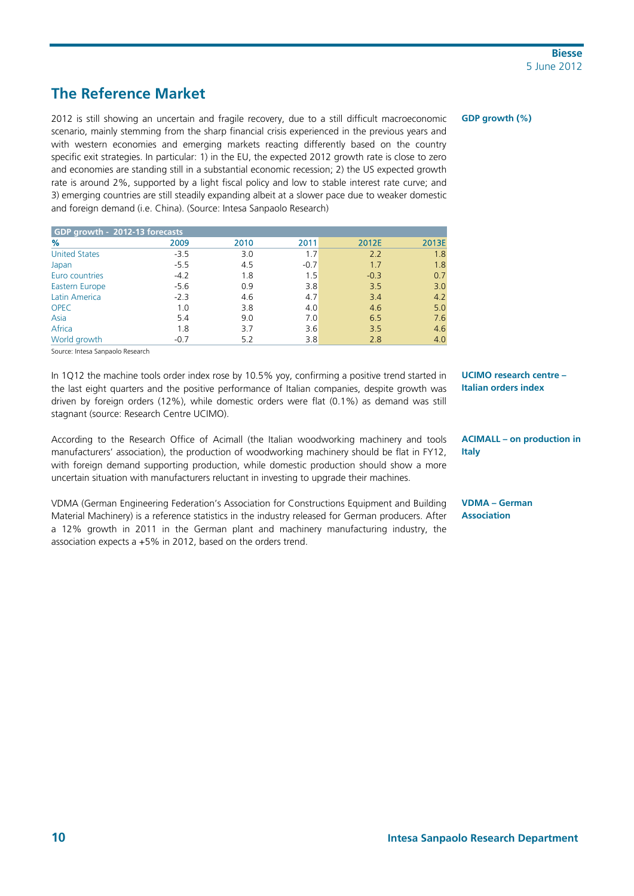## The Reference Market

**GDP growth (%)**

2012 is still showing an uncertain and fragile recovery, due to a still difficult macroeconomic scenario, mainly stemming from the sharp financial crisis experienced in the previous years and with western economies and emerging markets reacting differently based on the country specific exit strategies. In particular: 1) in the EU, the expected 2012 growth rate is close to zero and economies are standing still in a substantial economic recession; 2) the US expected growth rate is around 2%, supported by a light fiscal policy and low to stable interest rate curve; and 3) emerging countries are still steadily expanding albeit at a slower pace due to weaker domestic and foreign demand (i.e. China). (Source: Intesa Sanpaolo Research)

**GDP growth - 2012-13 forecasts**

| % | 2009 | 2010 | 2011 | 2012E | 2013E |
|---|---|---|---|---|---|
| United States | -3.5 | 3.0 | 1.7 | 2.2 | 1.8 |
| Japan | -5.5 | 4.5 | -0.7 | 1.7 | 1.8 |
| Euro countries | -4.2 | 1.8 | 1.5 | -0.3 | 0.7 |
| Eastern Europe | -5.6 | 0.9 | 3.8 | 3.5 | 3.0 |
| Latin America | -2.3 | 4.6 | 4.7 | 3.4 | 4.2 |
| OPEC | 1.0 | 3.8 | 4.0 | 4.6 | 5.0 |
| Asia | 5.4 | 9.0 | 7.0 | 6.5 | 7.6 |
| Africa | 1.8 | 3.7 | 3.6 | 3.5 | 4.6 |
| World growth | -0.7 | 5.2 | 3.8 | 2.8 | 4.0 |

Source: Intesa Sanpaolo Research

**UCIMO research centre – Italian orders index**

In 1Q12 the machine tools order index rose by 10.5% yoy, confirming a positive trend started in the last eight quarters and the positive performance of Italian companies, despite growth was driven by foreign orders (12%), while domestic orders were flat (0.1%) as demand was still stagnant (source: Research Centre UCIMO).

**ACIMALL – on production in Italy**

According to the Research Office of Acimall (the Italian woodworking machinery and tools manufacturers' association), the production of woodworking machinery should be flat in FY12, with foreign demand supporting production, while domestic production should show a more uncertain situation with manufacturers reluctant in investing to upgrade their machines.

**VDMA – German Association**

VDMA (German Engineering Federation's Association for Constructions Equipment and Building Material Machinery) is a reference statistics in the industry released for German producers. After a 12% growth in 2011 in the German plant and machinery manufacturing industry, the association expects a +5% in 2012, based on the orders trend.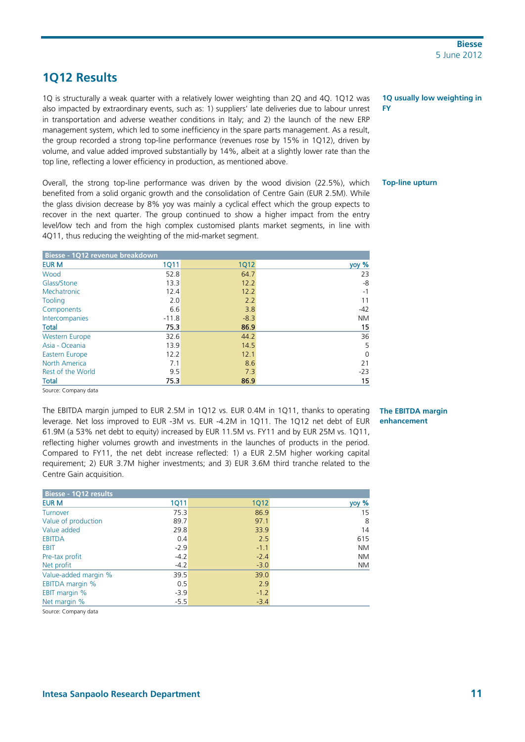## 1Q12 Results

**1Q usually low weighting in FY**

1Q is structurally a weak quarter with a relatively lower weighting than 2Q and 4Q. 1Q12 was also impacted by extraordinary events, such as: 1) suppliers' late deliveries due to labour unrest in transportation and adverse weather conditions in Italy; and 2) the launch of the new ERP management system, which led to some inefficiency in the spare parts management. As a result, the group recorded a strong top-line performance (revenues rose by 15% in 1Q12), driven by volume, and value added improved substantially by 14%, albeit at a slightly lower rate than the top line, reflecting a lower efficiency in production, as mentioned above.

**Top-line upturn**

Overall, the strong top-line performance was driven by the wood division (22.5%), which benefited from a solid organic growth and the consolidation of Centre Gain (EUR 2.5M). While the glass division decrease by 8% yoy was mainly a cyclical effect which the group expects to recover in the next quarter. The group continued to show a higher impact from the entry level/low tech and from the high complex customised plants market segments, in line with 4Q11, thus reducing the weighting of the mid-market segment.

**Biesse - 1Q12 revenue breakdown**

| EUR M | 1Q11 | 1Q12 | yoy % |
|---|---|---|---|
| Wood | 52.8 | 64.7 | 23 |
| Glass/Stone | 13.3 | 12.2 | -8 |
| Mechatronic | 12.4 | 12.2 | -1 |
| Tooling | 2.0 | 2.2 | 11 |
| Components | 6.6 | 3.8 | -42 |
| Intercompanies | -11.8 | -8.3 | NM |
| **Total** | **75.3** | **86.9** | **15** |
| Western Europe | 32.6 | 44.2 | 36 |
| Asia - Oceania | 13.9 | 14.5 | 5 |
| Eastern Europe | 12.2 | 12.1 | 0 |
| North America | 7.1 | 8.6 | 21 |
| Rest of the World | 9.5 | 7.3 | -23 |
| **Total** | **75.3** | **86.9** | **15** |

Source: Company data

**The EBITDA margin enhancement**

The EBITDA margin jumped to EUR 2.5M in 1Q12 vs. EUR 0.4M in 1Q11, thanks to operating leverage. Net loss improved to EUR -3M vs. EUR -4.2M in 1Q11. The 1Q12 net debt of EUR 61.9M (a 53% net debt to equity) increased by EUR 11.5M vs. FY11 and by EUR 25M vs. 1Q11, reflecting higher volumes growth and investments in the launches of products in the period. Compared to FY11, the net debt increase reflected: 1) a EUR 2.5M higher working capital requirement; 2) EUR 3.7M higher investments; and 3) EUR 3.6M third tranche related to the Centre Gain acquisition.

**Biesse - 1Q12 results**

| EUR M | 1Q11 | 1Q12 | yoy % |
|---|---|---|---|
| Turnover | 75.3 | 86.9 | 15 |
| Value of production | 89.7 | 97.1 | 8 |
| Value added | 29.8 | 33.9 | 14 |
| EBITDA | 0.4 | 2.5 | 615 |
| EBIT | -2.9 | -1.1 | NM |
| Pre-tax profit | -4.2 | -2.4 | NM |
| Net profit | -4.2 | -3.0 | NM |
| Value-added margin % | 39.5 | 39.0 | |
| EBITDA margin % | 0.5 | 2.9 | |
| EBIT margin % | -3.9 | -1.2 | |
| Net margin % | -5.5 | -3.4 | |

Source: Company data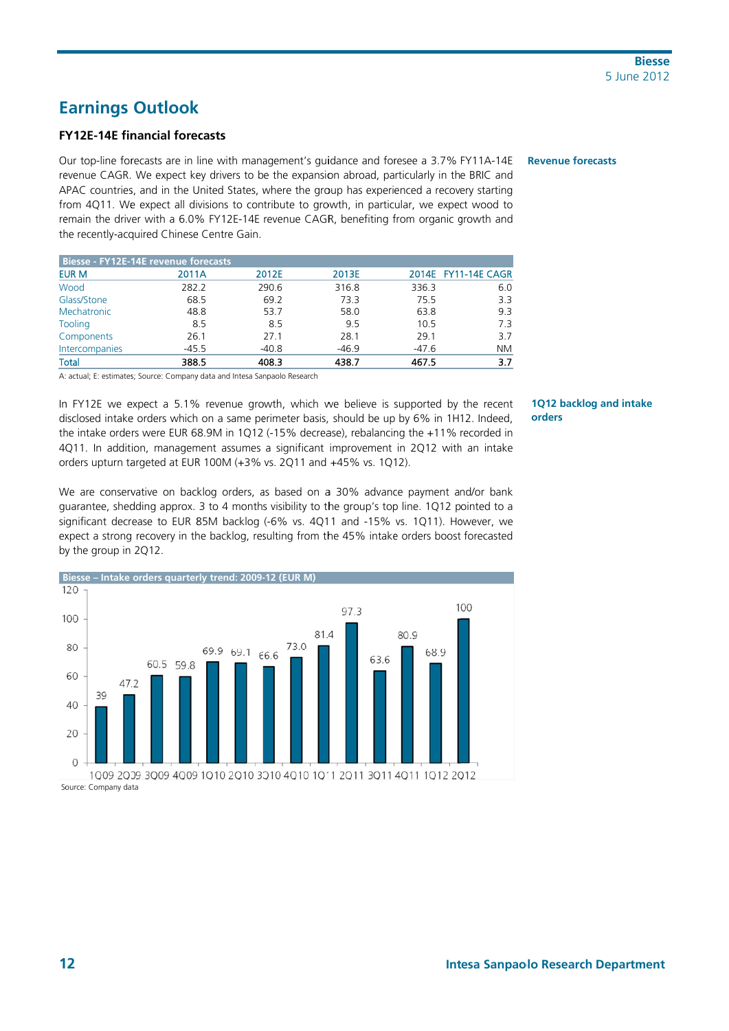## Earnings Outlook

### FY12E-14E financial forecasts

**Revenue forecasts**

Our top-line forecasts are in line with management's guidance and foresee a 3.7% FY11A-14E revenue CAGR. We expect key drivers to be the expansion abroad, particularly in the BRIC and APAC countries, and in the United States, where the group has experienced a recovery starting from 4Q11. We expect all divisions to contribute to growth, in particular, we expect wood to remain the driver with a 6.0% FY12E-14E revenue CAGR, benefiting from organic growth and the recently-acquired Chinese Centre Gain.

**Biesse - FY12E-14E revenue forecasts**

| EUR M | 2011A | 2012E | 2013E | 2014E | FY11-14E CAGR |
|---|---|---|---|---|---|
| Wood | 282.2 | 290.6 | 316.8 | 336.3 | 6.0 |
| Glass/Stone | 68.5 | 69.2 | 73.3 | 75.5 | 3.3 |
| Mechatronic | 48.8 | 53.7 | 58.0 | 63.8 | 9.3 |
| Tooling | 8.5 | 8.5 | 9.5 | 10.5 | 7.3 |
| Components | 26.1 | 27.1 | 28.1 | 29.1 | 3.7 |
| Intercompanies | -45.5 | -40.8 | -46.9 | -47.6 | NM |
| **Total** | **388.5** | **408.3** | **438.7** | **467.5** | **3.7** |

A: actual; E: estimates; Source: Company data and Intesa Sanpaolo Research

**1Q12 backlog and intake orders**

In FY12E we expect a 5.1% revenue growth, which we believe is supported by the recent disclosed intake orders which on a same perimeter basis, should be up by 6% in 1H12. Indeed, the intake orders were EUR 68.9M in 1Q12 (-15% decrease), rebalancing the +11% recorded in 4Q11. In addition, management assumes a significant improvement in 2Q12 with an intake orders upturn targeted at EUR 100M (+3% vs. 2Q11 and +45% vs. 1Q12).

We are conservative on backlog orders, as based on a 30% advance payment and/or bank guarantee, shedding approx. 3 to 4 months visibility to the group's top line. 1Q12 pointed to a significant decrease to EUR 85M backlog (-6% vs. 4Q11 and -15% vs. 1Q11). However, we expect a strong recovery in the backlog, resulting from the 45% intake orders boost forecasted by the group in 2Q12.

**Biesse – Intake orders quarterly trend: 2009-12 (EUR M)**

| Quarter | Intake orders (EUR M) |
|---|---|
| 1Q09 | 39 |
| 2Q09 | 47.2 |
| 3Q09 | 60.5 |
| 4Q09 | 59.8 |
| 1Q10 | 69.9 |
| 2Q10 | 69.1 |
| 3Q10 | 66.6 |
| 4Q10 | 73.0 |
| 1Q11 | 81.4 |
| 2Q11 | 97.3 |
| 3Q11 | 63.6 |
| 4Q11 | 80.9 |
| 1Q12 | 68.9 |
| 2Q12 | 100 |

Source: Company data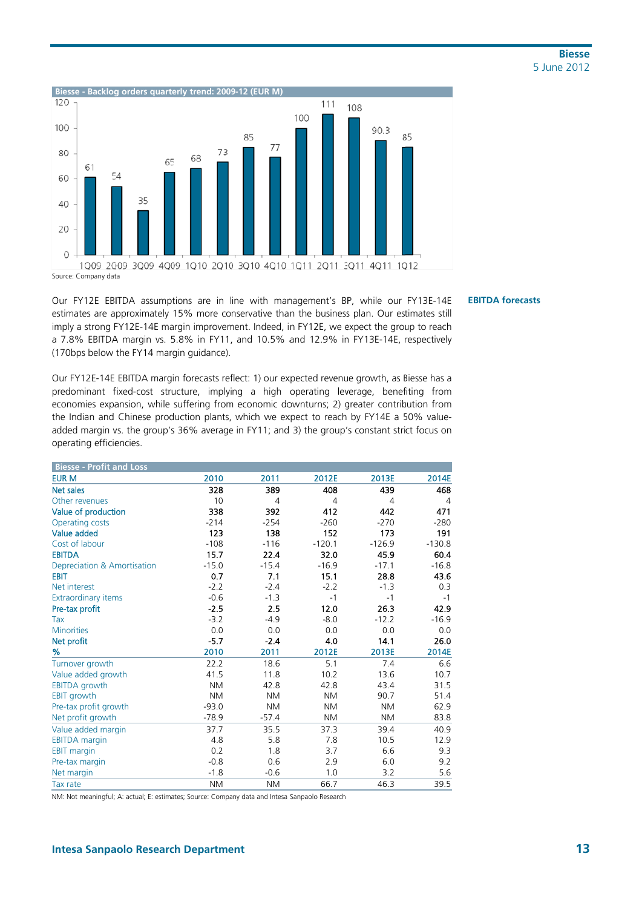**Biesse - Backlog orders quarterly trend: 2009-12 (EUR M)**

| Quarter | 1Q09 | 2Q09 | 3Q09 | 4Q09 | 1Q10 | 2Q10 | 3Q10 | 4Q10 | 1Q11 | 2Q11 | 3Q11 | 4Q11 | 1Q12 |
|---|---|---|---|---|---|---|---|---|---|---|---|---|---|
| EUR M | 61 | 54 | 35 | 65 | 68 | 73 | 85 | 77 | 100 | 111 | 108 | 90.3 | 85 |

Source: Company data

**EBITDA forecasts**

Our FY12E EBITDA assumptions are in line with management's BP, while our FY13E-14E estimates are approximately 15% more conservative than the business plan. Our estimates still imply a strong FY12E-14E margin improvement. Indeed, in FY12E, we expect the group to reach a 7.8% EBITDA margin vs. 5.8% in FY11, and 10.5% and 12.9% in FY13E-14E, respectively (170bps below the FY14 margin guidance).

Our FY12E-14E EBITDA margin forecasts reflect: 1) our expected revenue growth, as Biesse has a predominant fixed-cost structure, implying a high operating leverage, benefiting from economies expansion, while suffering from economic downturns; 2) greater contribution from the Indian and Chinese production plants, which we expect to reach by FY14E a 50% value-added margin vs. the group's 36% average in FY11; and 3) the group's constant strict focus on operating efficiencies.

**Biesse - Profit and Loss**

| EUR M | 2010 | 2011 | 2012E | 2013E | 2014E |
|---|---|---|---|---|---|
| **Net sales** | **328** | **389** | **408** | **439** | **468** |
| Other revenues | 10 | 4 | 4 | 4 | 4 |
| **Value of production** | **338** | **392** | **412** | **442** | **471** |
| Operating costs | -214 | -254 | -260 | -270 | -280 |
| **Value added** | **123** | **138** | **152** | **173** | **191** |
| Cost of labour | -108 | -116 | -120.1 | -126.9 | -130.8 |
| **EBITDA** | **15.7** | **22.4** | **32.0** | **45.9** | **60.4** |
| Depreciation & Amortisation | -15.0 | -15.4 | -16.9 | -17.1 | -16.8 |
| **EBIT** | **0.7** | **7.1** | **15.1** | **28.8** | **43.6** |
| Net interest | -2.2 | -2.4 | -2.2 | -1.3 | 0.3 |
| Extraordinary items | -0.6 | -1.3 | -1 | -1 | -1 |
| **Pre-tax profit** | **-2.5** | **2.5** | **12.0** | **26.3** | **42.9** |
| Tax | -3.2 | -4.9 | -8.0 | -12.2 | -16.9 |
| Minorities | 0.0 | 0.0 | 0.0 | 0.0 | 0.0 |
| **Net profit** | **-5.7** | **-2.4** | **4.0** | **14.1** | **26.0** |
| **%** | **2010** | **2011** | **2012E** | **2013E** | **2014E** |
| Turnover growth | 22.2 | 18.6 | 5.1 | 7.4 | 6.6 |
| Value added growth | 41.5 | 11.8 | 10.2 | 13.6 | 10.7 |
| EBITDA growth | NM | 42.8 | 42.8 | 43.4 | 31.5 |
| EBIT growth | NM | NM | NM | 90.7 | 51.4 |
| Pre-tax profit growth | -93.0 | NM | NM | NM | 62.9 |
| Net profit growth | -78.9 | -57.4 | NM | NM | 83.8 |
| Value added margin | 37.7 | 35.5 | 37.3 | 39.4 | 40.9 |
| EBITDA margin | 4.8 | 5.8 | 7.8 | 10.5 | 12.9 |
| EBIT margin | 0.2 | 1.8 | 3.7 | 6.6 | 9.3 |
| Pre-tax margin | -0.8 | 0.6 | 2.9 | 6.0 | 9.2 |
| Net margin | -1.8 | -0.6 | 1.0 | 3.2 | 5.6 |
| Tax rate | NM | NM | 66.7 | 46.3 | 39.5 |

NM: Not meaningful; A: actual; E: estimates; Source: Company data and Intesa Sanpaolo Research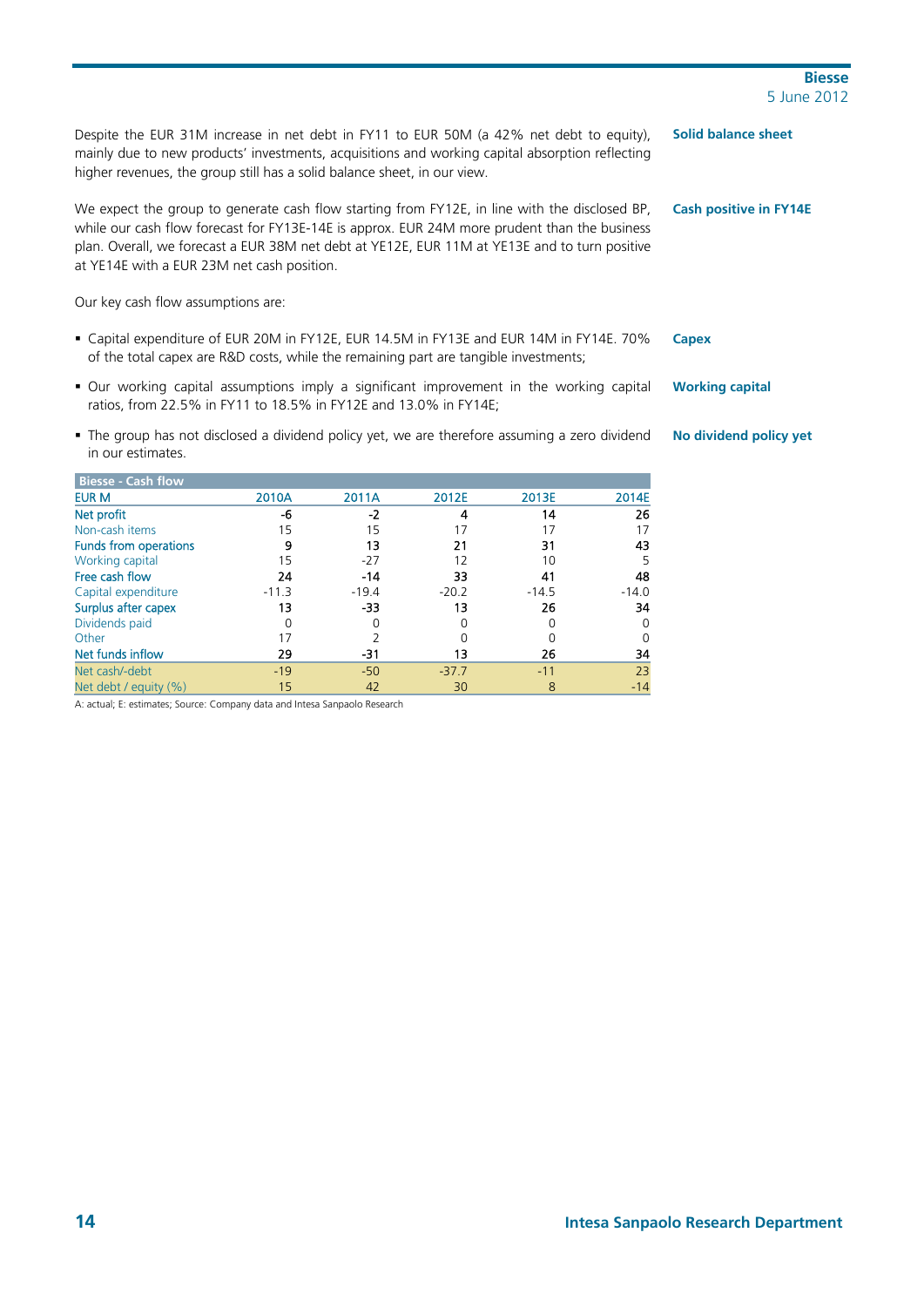**Solid balance sheet**

Despite the EUR 31M increase in net debt in FY11 to EUR 50M (a 42% net debt to equity), mainly due to new products' investments, acquisitions and working capital absorption reflecting higher revenues, the group still has a solid balance sheet, in our view.

**Cash positive in FY14E**

We expect the group to generate cash flow starting from FY12E, in line with the disclosed BP, while our cash flow forecast for FY13E-14E is approx. EUR 24M more prudent than the business plan. Overall, we forecast a EUR 38M net debt at YE12E, EUR 11M at YE13E and to turn positive at YE14E with a EUR 23M net cash position.

Our key cash flow assumptions are:

- **Capex**: Capital expenditure of EUR 20M in FY12E, EUR 14.5M in FY13E and EUR 14M in FY14E. 70% of the total capex are R&D costs, while the remaining part are tangible investments;
- **Working capital**: Our working capital assumptions imply a significant improvement in the working capital ratios, from 22.5% in FY11 to 18.5% in FY12E and 13.0% in FY14E;
- **No dividend policy yet**: The group has not disclosed a dividend policy yet, we are therefore assuming a zero dividend in our estimates.

**Biesse - Cash flow**

| EUR M | 2010A | 2011A | 2012E | 2013E | 2014E |
|---|---|---|---|---|---|
| Net profit | -6 | -2 | 4 | 14 | 26 |
| Non-cash items | 15 | 15 | 17 | 17 | 17 |
| Funds from operations | 9 | 13 | 21 | 31 | 43 |
| Working capital | 15 | -27 | 12 | 10 | 5 |
| Free cash flow | 24 | -14 | 33 | 41 | 48 |
| Capital expenditure | -11.3 | -19.4 | -20.2 | -14.5 | -14.0 |
| Surplus after capex | 13 | -33 | 13 | 26 | 34 |
| Dividends paid | 0 | 0 | 0 | 0 | 0 |
| Other | 17 | 2 | 0 | 0 | 0 |
| Net funds inflow | 29 | -31 | 13 | 26 | 34 |
| Net cash/-debt | -19 | -50 | -37.7 | -11 | 23 |
| Net debt / equity (%) | 15 | 42 | 30 | 8 | -14 |

A: actual; E: estimates; Source: Company data and Intesa Sanpaolo Research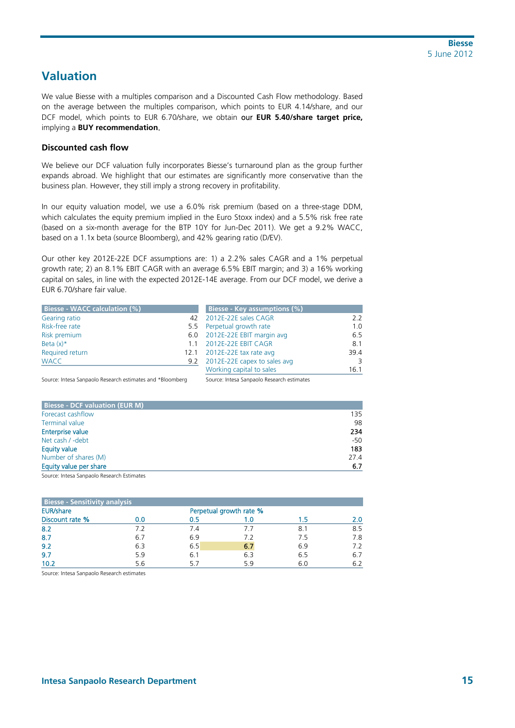## Valuation

We value Biesse with a multiples comparison and a Discounted Cash Flow methodology. Based on the average between the multiples comparison, which points to EUR 4.14/share, and our DCF model, which points to EUR 6.70/share, we obtain our **EUR 5.40/share target price,** implying a **BUY recommendation**.

### Discounted cash flow

We believe our DCF valuation fully incorporates Biesse's turnaround plan as the group further expands abroad. We highlight that our estimates are significantly more conservative than the business plan. However, they still imply a strong recovery in profitability.

In our equity valuation model, we use a 6.0% risk premium (based on a three-stage DDM, which calculates the equity premium implied in the Euro Stoxx index) and a 5.5% risk free rate (based on a six-month average for the BTP 10Y for Jun-Dec 2011). We get a 9.2% WACC, based on a 1.1x beta (source Bloomberg), and 42% gearing ratio (D/EV).

Our other key 2012E-22E DCF assumptions are: 1) a 2.2% sales CAGR and a 1% perpetual growth rate; 2) an 8.1% EBIT CAGR with an average 6.5% EBIT margin; and 3) a 16% working capital on sales, in line with the expected 2012E-14E average. From our DCF model, we derive a EUR 6.70/share fair value.

| Biesse - WACC calculation (%) | |
|---|---|
| Gearing ratio | 42 |
| Risk-free rate | 5.5 |
| Risk premium | 6.0 |
| Beta (x)* | 1.1 |
| Required return | 12.1 |
| WACC | 9.2 |

Source: Intesa Sanpaolo Research estimates and *Bloomberg

| Biesse - Key assumptions (%) | |
|---|---|
| 2012E-22E sales CAGR | 2.2 |
| Perpetual growth rate | 1.0 |
| 2012E-22E EBIT margin avg | 6.5 |
| 2012E-22E EBIT CAGR | 8.1 |
| 2012E-22E tax rate avg | 39.4 |
| 2012E-22E capex to sales avg | 3 |
| Working capital to sales | 16.1 |

Source: Intesa Sanpaolo Research estimates

| Biesse - DCF valuation (EUR M) | |
|---|---|
| Forecast cashflow | 135 |
| Terminal value | 98 |
| **Enterprise value** | **234** |
| Net cash / -debt | -50 |
| **Equity value** | **183** |
| Number of shares (M) | 27.4 |
| **Equity value per share** | **6.7** |

Source: Intesa Sanpaolo Research Estimates

| Biesse - Sensitivity analysis | | | | | |
|---|---|---|---|---|---|
| EUR/share | | Perpetual growth rate % | | | |
| Discount rate % | 0.0 | 0.5 | 1.0 | 1.5 | 2.0 |
| 8.2 | 7.2 | 7.4 | 7.7 | 8.1 | 8.5 |
| 8.7 | 6.7 | 6.9 | 7.2 | 7.5 | 7.8 |
| 9.2 | 6.3 | 6.5 | 6.7 | 6.9 | 7.2 |
| 9.7 | 5.9 | 6.1 | 6.3 | 6.5 | 6.7 |
| 10.2 | 5.6 | 5.7 | 5.9 | 6.0 | 6.2 |

Source: Intesa Sanpaolo Research estimates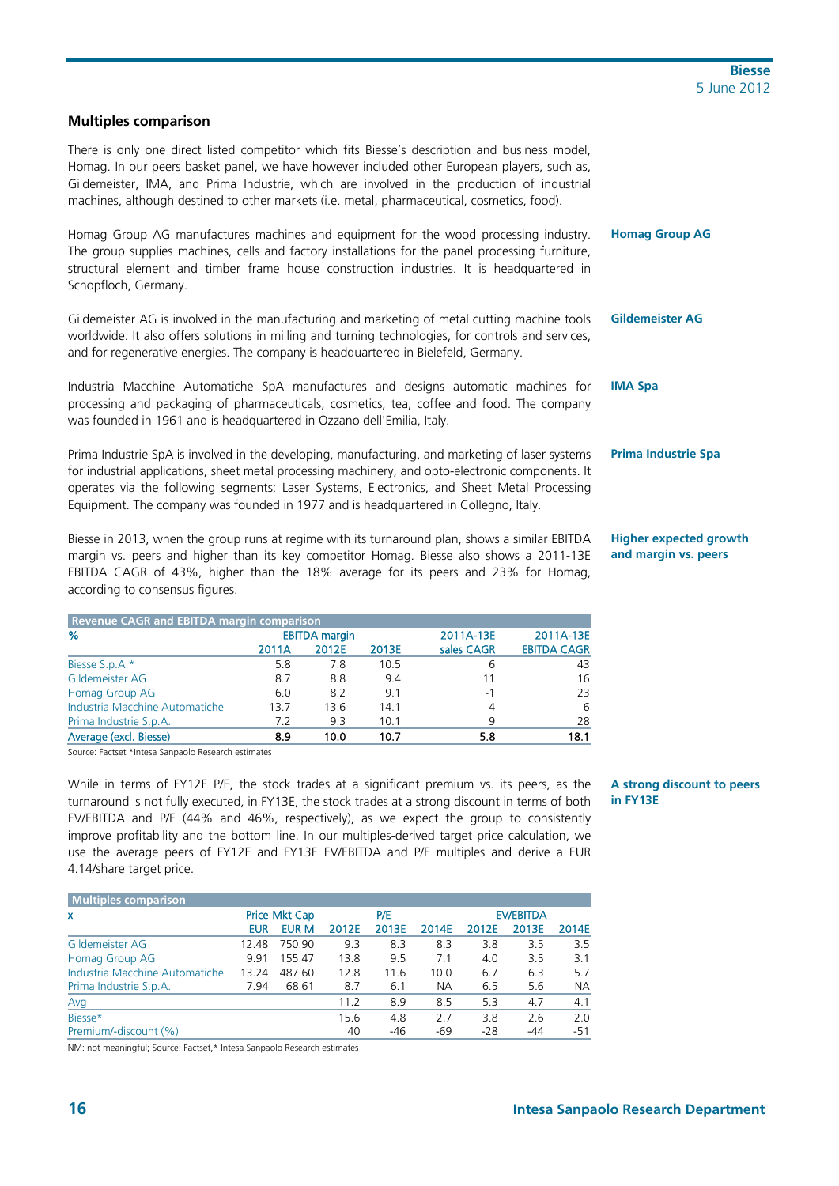## Multiples comparison

There is only one direct listed competitor which fits Biesse's description and business model, Homag. In our peers basket panel, we have however included other European players, such as, Gildemeister, IMA, and Prima Industrie, which are involved in the production of industrial machines, although destined to other markets (i.e. metal, pharmaceutical, cosmetics, food).

**Homag Group AG**

Homag Group AG manufactures machines and equipment for the wood processing industry. The group supplies machines, cells and factory installations for the panel processing furniture, structural element and timber frame house construction industries. It is headquartered in Schopfloch, Germany.

**Gildemeister AG**

Gildemeister AG is involved in the manufacturing and marketing of metal cutting machine tools worldwide. It also offers solutions in milling and turning technologies, for controls and services, and for regenerative energies. The company is headquartered in Bielefeld, Germany.

**IMA Spa**

Industria Macchine Automatiche SpA manufactures and designs automatic machines for processing and packaging of pharmaceuticals, cosmetics, tea, coffee and food. The company was founded in 1961 and is headquartered in Ozzano dell'Emilia, Italy.

**Prima Industrie Spa**

Prima Industrie SpA is involved in the developing, manufacturing, and marketing of laser systems for industrial applications, sheet metal processing machinery, and opto-electronic components. It operates via the following segments: Laser Systems, Electronics, and Sheet Metal Processing Equipment. The company was founded in 1977 and is headquartered in Collegno, Italy.

**Higher expected growth and margin vs. peers**

Biesse in 2013, when the group runs at regime with its turnaround plan, shows a similar EBITDA margin vs. peers and higher than its key competitor Homag. Biesse also shows a 2011-13E EBITDA CAGR of 43%, higher than the 18% average for its peers and 23% for Homag, according to consensus figures.

**Revenue CAGR and EBITDA margin comparison**

| % | EBITDA margin | | | 2011A-13E | 2011A-13E |
|---|---|---|---|---|---|
| | 2011A | 2012E | 2013E | sales CAGR | EBITDA CAGR |
| Biesse S.p.A.* | 5.8 | 7.8 | 10.5 | 6 | 43 |
| Gildemeister AG | 8.7 | 8.8 | 9.4 | 11 | 16 |
| Homag Group AG | 6.0 | 8.2 | 9.1 | -1 | 23 |
| Industria Macchine Automatiche | 13.7 | 13.6 | 14.1 | 4 | 6 |
| Prima Industrie S.p.A. | 7.2 | 9.3 | 10.1 | 9 | 28 |
| **Average (excl. Biesse)** | **8.9** | **10.0** | **10.7** | **5.8** | **18.1** |

Source: Factset *Intesa Sanpaolo Research estimates

**A strong discount to peers in FY13E**

While in terms of FY12E P/E, the stock trades at a significant premium vs. its peers, as the turnaround is not fully executed, in FY13E, the stock trades at a strong discount in terms of both EV/EBITDA and P/E (44% and 46%, respectively), as we expect the group to consistently improve profitability and the bottom line. In our multiples-derived target price calculation, we use the average peers of FY12E and FY13E EV/EBITDA and P/E multiples and derive a EUR 4.14/share target price.

**Multiples comparison**

| x | Price | Mkt Cap | P/E | | | EV/EBITDA | | |
|---|---|---|---|---|---|---|---|---|
| | EUR | EUR M | 2012E | 2013E | 2014E | 2012E | 2013E | 2014E |
| Gildemeister AG | 12.48 | 750.90 | 9.3 | 8.3 | 8.3 | 3.8 | 3.5 | 3.5 |
| Homag Group AG | 9.91 | 155.47 | 13.8 | 9.5 | 7.1 | 4.0 | 3.5 | 3.1 |
| Industria Macchine Automatiche | 13.24 | 487.60 | 12.8 | 11.6 | 10.0 | 6.7 | 6.3 | 5.7 |
| Prima Industrie S.p.A. | 7.94 | 68.61 | 8.7 | 6.1 | NA | 6.5 | 5.6 | NA |
| Avg | | | 11.2 | 8.9 | 8.5 | 5.3 | 4.7 | 4.1 |
| Biesse* | | | 15.6 | 4.8 | 2.7 | 3.8 | 2.6 | 2.0 |
| Premium/-discount (%) | | | 40 | -46 | -69 | -28 | -44 | -51 |

NM: not meaningful; Source: Factset,* Intesa Sanpaolo Research estimates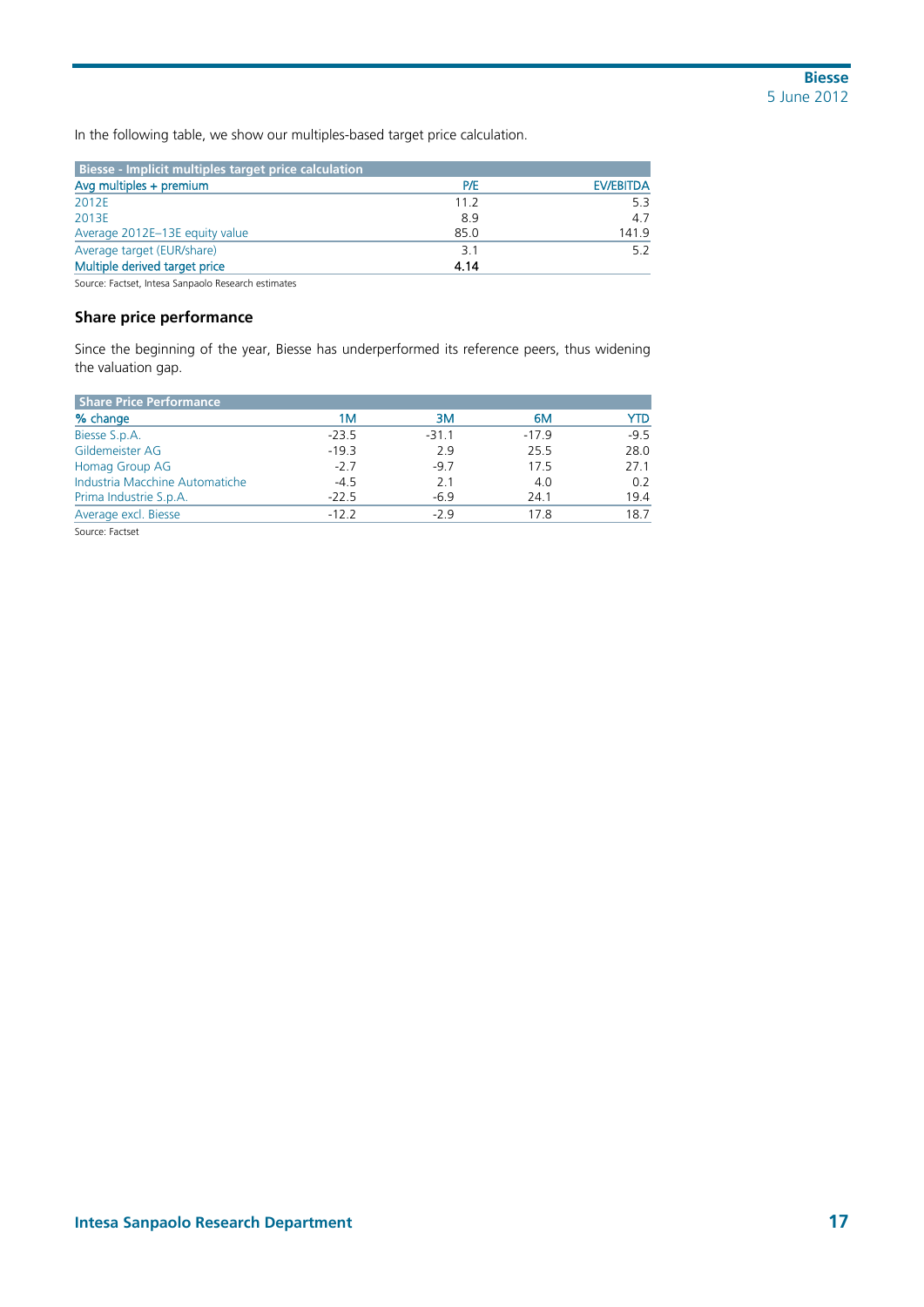In the following table, we show our multiples-based target price calculation.

| Biesse - Implicit multiples target price calculation | | |
|---|---|---|
| Avg multiples + premium | P/E | EV/EBITDA |
| 2012E | 11.2 | 5.3 |
| 2013E | 8.9 | 4.7 |
| Average 2012E–13E equity value | 85.0 | 141.9 |
| Average target (EUR/share) | 3.1 | 5.2 |
| Multiple derived target price | **4.14** | |

Source: Factset, Intesa Sanpaolo Research estimates

### Share price performance

Since the beginning of the year, Biesse has underperformed its reference peers, thus widening the valuation gap.

| Share Price Performance | | | | |
|---|---|---|---|---|
| % change | 1M | 3M | 6M | YTD |
| Biesse S.p.A. | -23.5 | -31.1 | -17.9 | -9.5 |
| Gildemeister AG | -19.3 | 2.9 | 25.5 | 28.0 |
| Homag Group AG | -2.7 | -9.7 | 17.5 | 27.1 |
| Industria Macchine Automatiche | -4.5 | 2.1 | 4.0 | 0.2 |
| Prima Industrie S.p.A. | -22.5 | -6.9 | 24.1 | 19.4 |
| Average excl. Biesse | -12.2 | -2.9 | 17.8 | 18.7 |

Source: Factset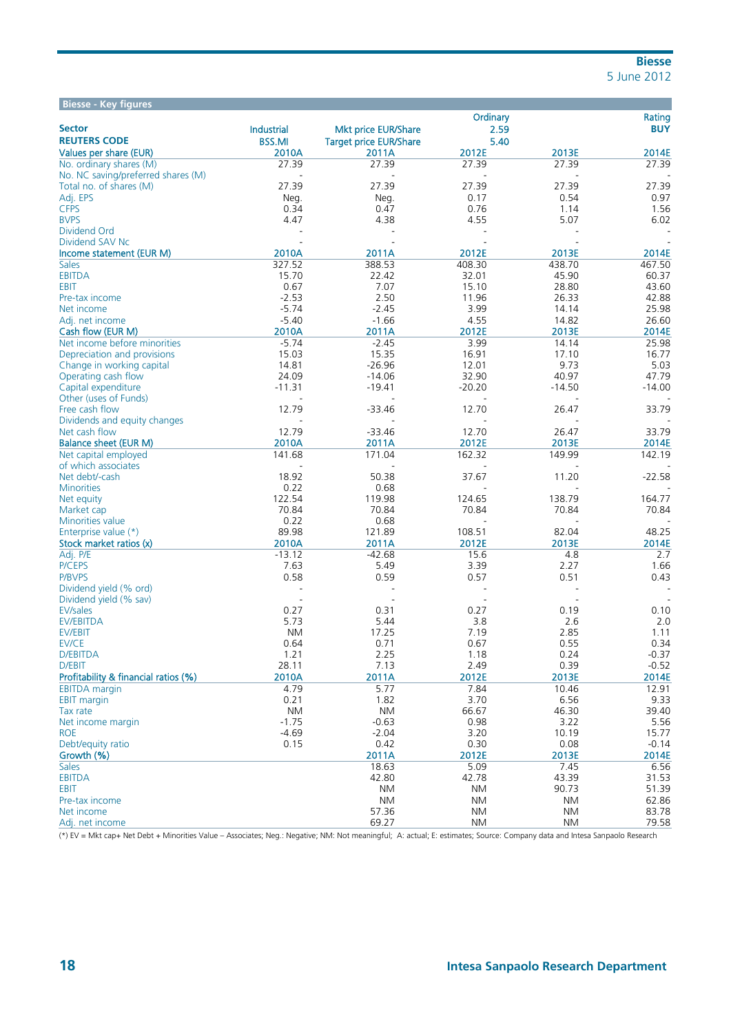## Biesse - Key figures

| Sector | Industrial | Mkt price EUR/Share | Ordinary 2.59 | | Rating BUY |
|---|---|---|---|---|---|
| REUTERS CODE | BSS.MI | Target price EUR/Share | 5.40 | | |
| **Values per share (EUR)** | **2010A** | **2011A** | **2012E** | **2013E** | **2014E** |
| No. ordinary shares (M) | 27.39 | 27.39 | 27.39 | 27.39 | 27.39 |
| No. NC saving/preferred shares (M) | - | - | - | - | - |
| Total no. of shares (M) | 27.39 | 27.39 | 27.39 | 27.39 | 27.39 |
| Adj. EPS | Neg. | Neg. | 0.17 | 0.54 | 0.97 |
| CFPS | 0.34 | 0.47 | 0.76 | 1.14 | 1.56 |
| BVPS | 4.47 | 4.38 | 4.55 | 5.07 | 6.02 |
| Dividend Ord | - | - | - | - | - |
| Dividend SAV Nc | - | - | - | - | - |
| **Income statement (EUR M)** | **2010A** | **2011A** | **2012E** | **2013E** | **2014E** |
| Sales | 327.52 | 388.53 | 408.30 | 438.70 | 467.50 |
| EBITDA | 15.70 | 22.42 | 32.01 | 45.90 | 60.37 |
| EBIT | 0.67 | 7.07 | 15.10 | 28.80 | 43.60 |
| Pre-tax income | -2.53 | 2.50 | 11.96 | 26.33 | 42.88 |
| Net income | -5.74 | -2.45 | 3.99 | 14.14 | 25.98 |
| Adj. net income | -5.40 | -1.66 | 4.55 | 14.82 | 26.60 |
| **Cash flow (EUR M)** | **2010A** | **2011A** | **2012E** | **2013E** | **2014E** |
| Net income before minorities | -5.74 | -2.45 | 3.99 | 14.14 | 25.98 |
| Depreciation and provisions | 15.03 | 15.35 | 16.91 | 17.10 | 16.77 |
| Change in working capital | 14.81 | -26.96 | 12.01 | 9.73 | 5.03 |
| Operating cash flow | 24.09 | -14.06 | 32.90 | 40.97 | 47.79 |
| Capital expenditure | -11.31 | -19.41 | -20.20 | -14.50 | -14.00 |
| Other (uses of Funds) | - | - | - | - | - |
| Free cash flow | 12.79 | -33.46 | 12.70 | 26.47 | 33.79 |
| Dividends and equity changes | - | - | - | - | - |
| Net cash flow | 12.79 | -33.46 | 12.70 | 26.47 | 33.79 |
| **Balance sheet (EUR M)** | **2010A** | **2011A** | **2012E** | **2013E** | **2014E** |
| Net capital employed | 141.68 | 171.04 | 162.32 | 149.99 | 142.19 |
| of which associates | - | - | - | - | - |
| Net debt/-cash | 18.92 | 50.38 | 37.67 | 11.20 | -22.58 |
| Minorities | 0.22 | 0.68 | - | - | - |
| Net equity | 122.54 | 119.98 | 124.65 | 138.79 | 164.77 |
| Market cap | 70.84 | 70.84 | 70.84 | 70.84 | 70.84 |
| Minorities value | 0.22 | 0.68 | - | - | - |
| Enterprise value (*) | 89.98 | 121.89 | 108.51 | 82.04 | 48.25 |
| **Stock market ratios (x)** | **2010A** | **2011A** | **2012E** | **2013E** | **2014E** |
| Adj. P/E | -13.12 | -42.68 | 15.6 | 4.8 | 2.7 |
| P/CEPS | 7.63 | 5.49 | 3.39 | 2.27 | 1.66 |
| P/BVPS | 0.58 | 0.59 | 0.57 | 0.51 | 0.43 |
| Dividend yield (% ord) | - | - | - | - | - |
| Dividend yield (% sav) | - | - | - | - | - |
| EV/sales | 0.27 | 0.31 | 0.27 | 0.19 | 0.10 |
| EV/EBITDA | 5.73 | 5.44 | 3.8 | 2.6 | 2.0 |
| EV/EBIT | NM | 17.25 | 7.19 | 2.85 | 1.11 |
| EV/CE | 0.64 | 0.71 | 0.67 | 0.55 | 0.34 |
| D/EBITDA | 1.21 | 2.25 | 1.18 | 0.24 | -0.37 |
| D/EBIT | 28.11 | 7.13 | 2.49 | 0.39 | -0.52 |
| **Profitability & financial ratios (%)** | **2010A** | **2011A** | **2012E** | **2013E** | **2014E** |
| EBITDA margin | 4.79 | 5.77 | 7.84 | 10.46 | 12.91 |
| EBIT margin | 0.21 | 1.82 | 3.70 | 6.56 | 9.33 |
| Tax rate | NM | NM | 66.67 | 46.30 | 39.40 |
| Net income margin | -1.75 | -0.63 | 0.98 | 3.22 | 5.56 |
| ROE | -4.69 | -2.04 | 3.20 | 10.19 | 15.77 |
| Debt/equity ratio | 0.15 | 0.42 | 0.30 | 0.08 | -0.14 |
| **Growth (%)** | | **2011A** | **2012E** | **2013E** | **2014E** |
| Sales | | 18.63 | 5.09 | 7.45 | 6.56 |
| EBITDA | | 42.80 | 42.78 | 43.39 | 31.53 |
| EBIT | | NM | NM | 90.73 | 51.39 |
| Pre-tax income | | NM | NM | NM | 62.86 |
| Net income | | 57.36 | NM | NM | 83.78 |
| Adj. net income | | 69.27 | NM | NM | 79.58 |

(*) EV = Mkt cap+ Net Debt + Minorities Value – Associates; Neg.: Negative; NM: Not meaningful; A: actual; E: estimates; Source: Company data and Intesa Sanpaolo Research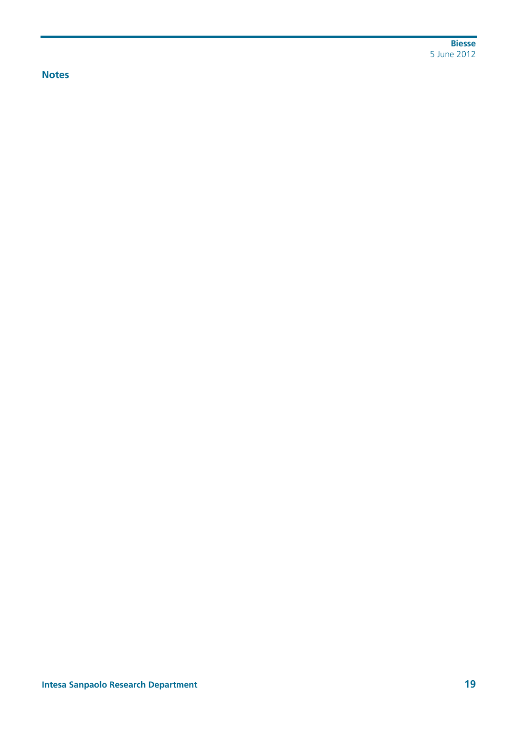## Notes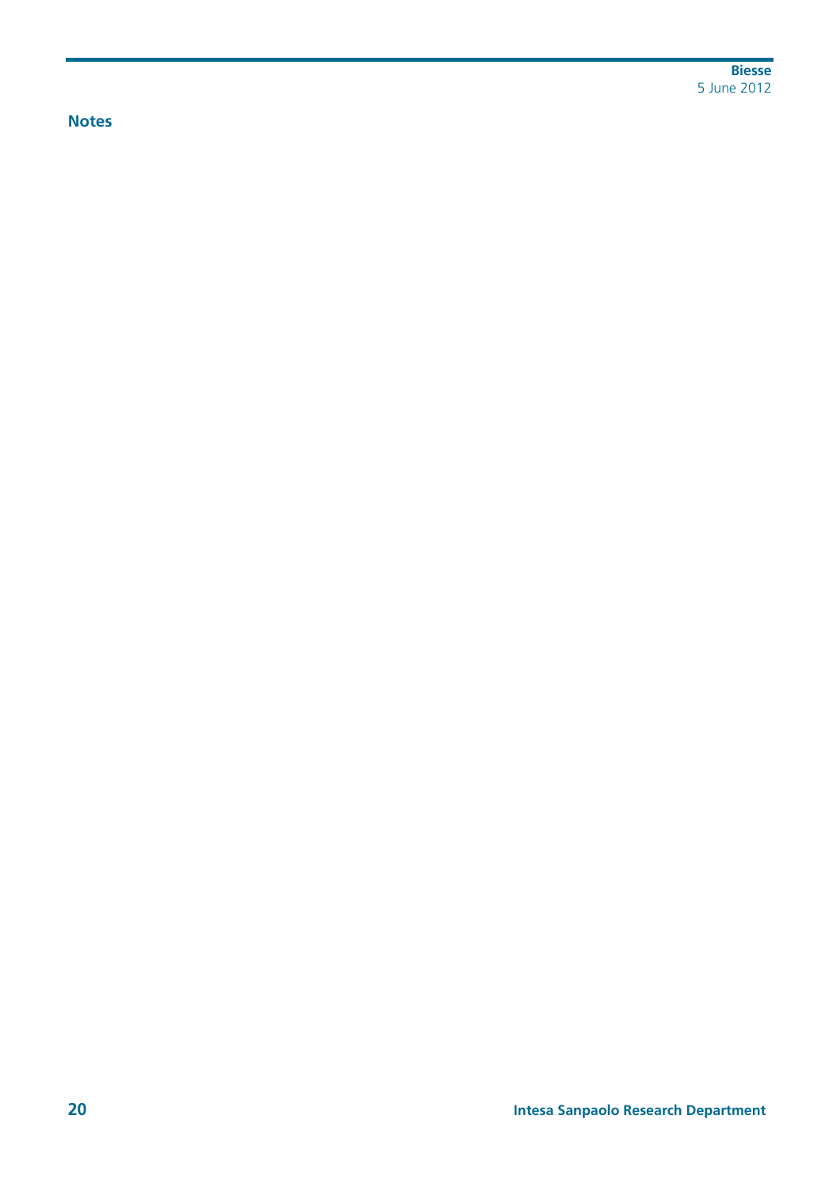## Notes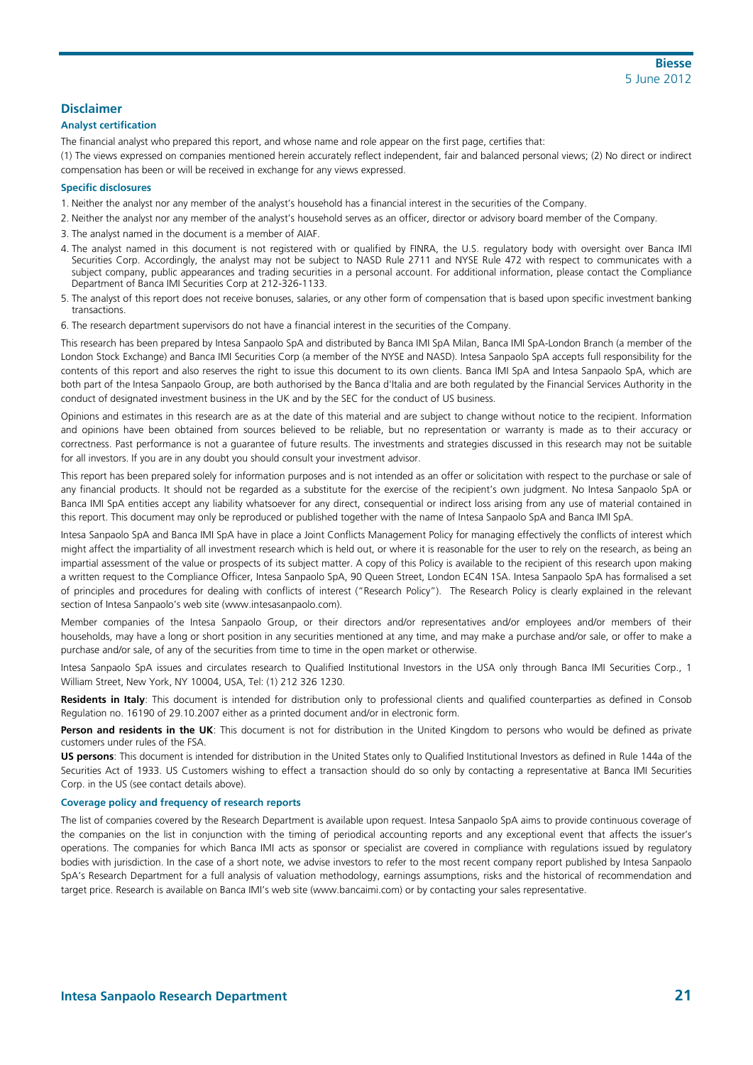## Disclaimer

### Analyst certification

The financial analyst who prepared this report, and whose name and role appear on the first page, certifies that:

(1) The views expressed on companies mentioned herein accurately reflect independent, fair and balanced personal views; (2) No direct or indirect compensation has been or will be received in exchange for any views expressed.

### Specific disclosures

1. Neither the analyst nor any member of the analyst's household has a financial interest in the securities of the Company.
2. Neither the analyst nor any member of the analyst's household serves as an officer, director or advisory board member of the Company.
3. The analyst named in the document is a member of AIAF.
4. The analyst named in this document is not registered with or qualified by FINRA, the U.S. regulatory body with oversight over Banca IMI Securities Corp. Accordingly, the analyst may not be subject to NASD Rule 2711 and NYSE Rule 472 with respect to communicates with a subject company, public appearances and trading securities in a personal account. For additional information, please contact the Compliance Department of Banca IMI Securities Corp at 212-326-1133.
5. The analyst of this report does not receive bonuses, salaries, or any other form of compensation that is based upon specific investment banking transactions.
6. The research department supervisors do not have a financial interest in the securities of the Company.

This research has been prepared by Intesa Sanpaolo SpA and distributed by Banca IMI SpA Milan, Banca IMI SpA-London Branch (a member of the London Stock Exchange) and Banca IMI Securities Corp (a member of the NYSE and NASD). Intesa Sanpaolo SpA accepts full responsibility for the contents of this report and also reserves the right to issue this document to its own clients. Banca IMI SpA and Intesa Sanpaolo SpA, which are both part of the Intesa Sanpaolo Group, are both authorised by the Banca d'Italia and are both regulated by the Financial Services Authority in the conduct of designated investment business in the UK and by the SEC for the conduct of US business.

Opinions and estimates in this research are as at the date of this material and are subject to change without notice to the recipient. Information and opinions have been obtained from sources believed to be reliable, but no representation or warranty is made as to their accuracy or correctness. Past performance is not a guarantee of future results. The investments and strategies discussed in this research may not be suitable for all investors. If you are in any doubt you should consult your investment advisor.

This report has been prepared solely for information purposes and is not intended as an offer or solicitation with respect to the purchase or sale of any financial products. It should not be regarded as a substitute for the exercise of the recipient's own judgment. No Intesa Sanpaolo SpA or Banca IMI SpA entities accept any liability whatsoever for any direct, consequential or indirect loss arising from any use of material contained in this report. This document may only be reproduced or published together with the name of Intesa Sanpaolo SpA and Banca IMI SpA.

Intesa Sanpaolo SpA and Banca IMI SpA have in place a Joint Conflicts Management Policy for managing effectively the conflicts of interest which might affect the impartiality of all investment research which is held out, or where it is reasonable for the user to rely on the research, as being an impartial assessment of the value or prospects of its subject matter. A copy of this Policy is available to the recipient of this research upon making a written request to the Compliance Officer, Intesa Sanpaolo SpA, 90 Queen Street, London EC4N 1SA. Intesa Sanpaolo SpA has formalised a set of principles and procedures for dealing with conflicts of interest ("Research Policy"). The Research Policy is clearly explained in the relevant section of Intesa Sanpaolo's web site (www.intesasanpaolo.com).

Member companies of the Intesa Sanpaolo Group, or their directors and/or representatives and/or employees and/or members of their households, may have a long or short position in any securities mentioned at any time, and may make a purchase and/or sale, or offer to make a purchase and/or sale, of any of the securities from time to time in the open market or otherwise.

Intesa Sanpaolo SpA issues and circulates research to Qualified Institutional Investors in the USA only through Banca IMI Securities Corp., 1 William Street, New York, NY 10004, USA, Tel: (1) 212 326 1230.

**Residents in Italy**: This document is intended for distribution only to professional clients and qualified counterparties as defined in Consob Regulation no. 16190 of 29.10.2007 either as a printed document and/or in electronic form.

**Person and residents in the UK**: This document is not for distribution in the United Kingdom to persons who would be defined as private customers under rules of the FSA.

**US persons**: This document is intended for distribution in the United States only to Qualified Institutional Investors as defined in Rule 144a of the Securities Act of 1933. US Customers wishing to effect a transaction should do so only by contacting a representative at Banca IMI Securities Corp. in the US (see contact details above).

### Coverage policy and frequency of research reports

The list of companies covered by the Research Department is available upon request. Intesa Sanpaolo SpA aims to provide continuous coverage of the companies on the list in conjunction with the timing of periodical accounting reports and any exceptional event that affects the issuer's operations. The companies for which Banca IMI acts as sponsor or specialist are covered in compliance with regulations issued by regulatory bodies with jurisdiction. In the case of a short note, we advise investors to refer to the most recent company report published by Intesa Sanpaolo SpA's Research Department for a full analysis of valuation methodology, earnings assumptions, risks and the historical of recommendation and target price. Research is available on Banca IMI's web site (www.bancaimi.com) or by contacting your sales representative.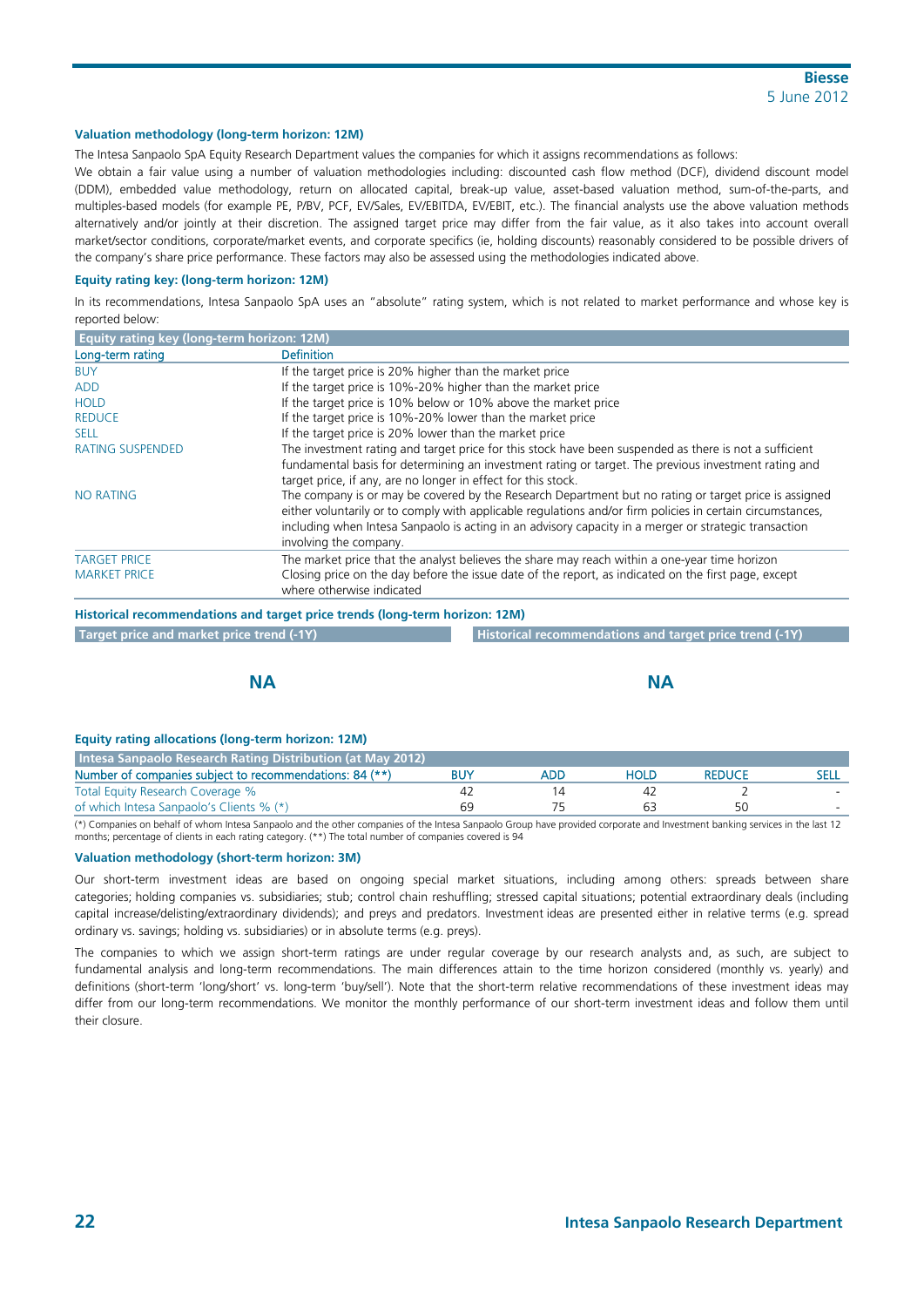### Valuation methodology (long-term horizon: 12M)

The Intesa Sanpaolo SpA Equity Research Department values the companies for which it assigns recommendations as follows:

We obtain a fair value using a number of valuation methodologies including: discounted cash flow method (DCF), dividend discount model (DDM), embedded value methodology, return on allocated capital, break-up value, asset-based valuation method, sum-of-the-parts, and multiples-based models (for example PE, P/BV, PCF, EV/Sales, EV/EBITDA, EV/EBIT, etc.). The financial analysts use the above valuation methods alternatively and/or jointly at their discretion. The assigned target price may differ from the fair value, as it also takes into account overall market/sector conditions, corporate/market events, and corporate specifics (ie, holding discounts) reasonably considered to be possible drivers of the company's share price performance. These factors may also be assessed using the methodologies indicated above.

### Equity rating key: (long-term horizon: 12M)

In its recommendations, Intesa Sanpaolo SpA uses an "absolute" rating system, which is not related to market performance and whose key is reported below:

**Equity rating key (long-term horizon: 12M)**

| Long-term rating | Definition |
|---|---|
| BUY | If the target price is 20% higher than the market price |
| ADD | If the target price is 10%-20% higher than the market price |
| HOLD | If the target price is 10% below or 10% above the market price |
| REDUCE | If the target price is 10%-20% lower than the market price |
| SELL | If the target price is 20% lower than the market price |
| RATING SUSPENDED | The investment rating and target price for this stock have been suspended as there is not a sufficient fundamental basis for determining an investment rating or target. The previous investment rating and target price, if any, are no longer in effect for this stock. |
| NO RATING | The company is or may be covered by the Research Department but no rating or target price is assigned either voluntarily or to comply with applicable regulations and/or firm policies in certain circumstances, including when Intesa Sanpaolo is acting in an advisory capacity in a merger or strategic transaction involving the company. |
| TARGET PRICE | The market price that the analyst believes the share may reach within a one-year time horizon |
| MARKET PRICE | Closing price on the day before the issue date of the report, as indicated on the first page, except where otherwise indicated |

### Historical recommendations and target price trends (long-term horizon: 12M)

**Target price and market price trend (-1Y)**

NA

**Historical recommendations and target price trend (-1Y)**

NA

### Equity rating allocations (long-term horizon: 12M)

**Intesa Sanpaolo Research Rating Distribution (at May 2012)**

| Number of companies subject to recommendations: 84 (**) | BUY | ADD | HOLD | REDUCE | SELL |
|---|---|---|---|---|---|
| Total Equity Research Coverage % | 42 | 14 | 42 | 2 | - |
| of which Intesa Sanpaolo's Clients % (*) | 69 | 75 | 63 | 50 | - |

(*) Companies on behalf of whom Intesa Sanpaolo and the other companies of the Intesa Sanpaolo Group have provided corporate and Investment banking services in the last 12 months; percentage of clients in each rating category. (**) The total number of companies covered is 94

### Valuation methodology (short-term horizon: 3M)

Our short-term investment ideas are based on ongoing special market situations, including among others: spreads between share categories; holding companies vs. subsidiaries; stub; control chain reshuffling; stressed capital situations; potential extraordinary deals (including capital increase/delisting/extraordinary dividends); and preys and predators. Investment ideas are presented either in relative terms (e.g. spread ordinary vs. savings; holding vs. subsidiaries) or in absolute terms (e.g. preys).

The companies to which we assign short-term ratings are under regular coverage by our research analysts and, as such, are subject to fundamental analysis and long-term recommendations. The main differences attain to the time horizon considered (monthly vs. yearly) and definitions (short-term 'long/short' vs. long-term 'buy/sell'). Note that the short-term relative recommendations of these investment ideas may differ from our long-term recommendations. We monitor the monthly performance of our short-term investment ideas and follow them until their closure.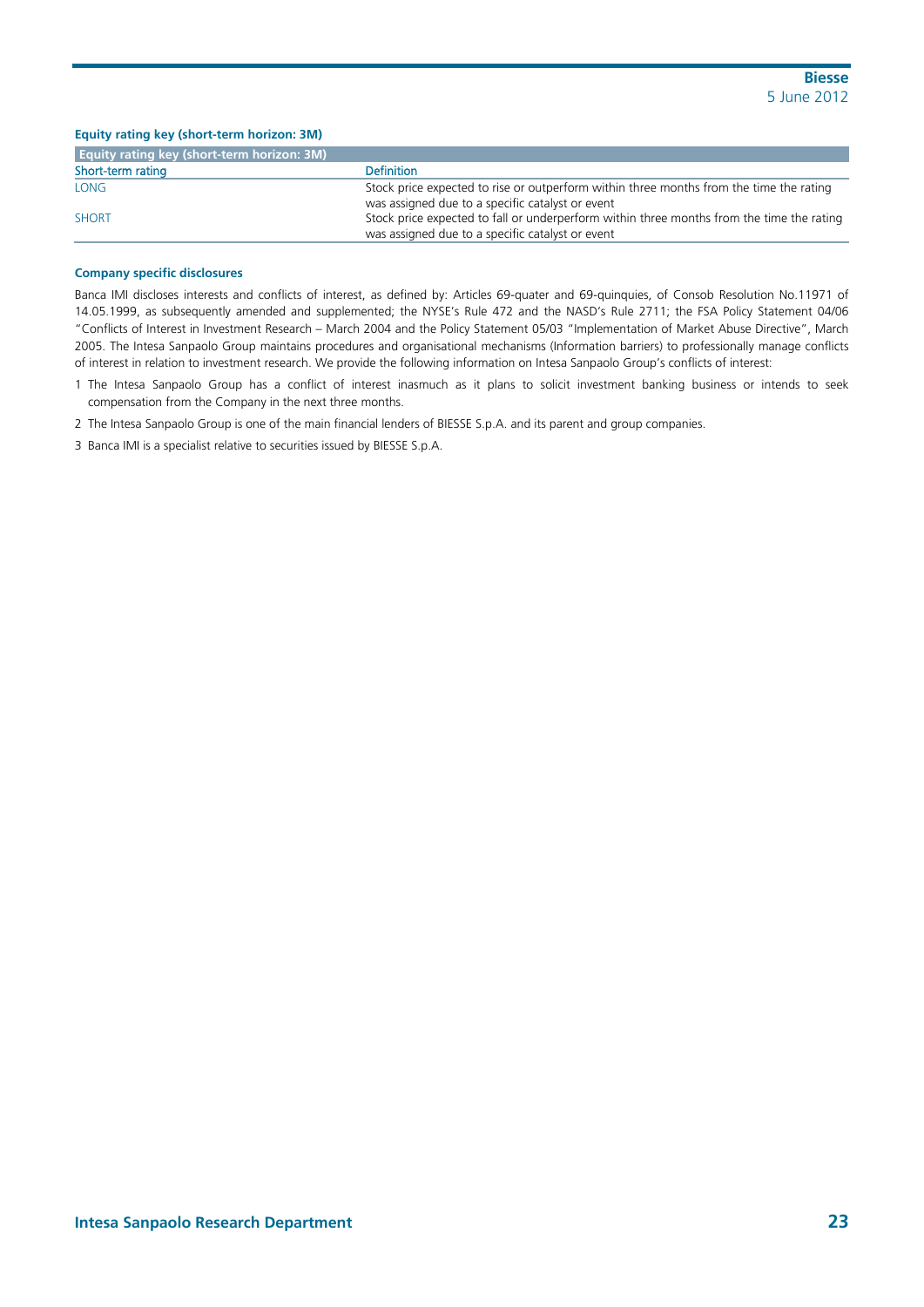#### Equity rating key (short-term horizon: 3M)

| Equity rating key (short-term horizon: 3M) | |
|---|---|
| **Short-term rating** | **Definition** |
| LONG | Stock price expected to rise or outperform within three months from the time the rating was assigned due to a specific catalyst or event |
| SHORT | Stock price expected to fall or underperform within three months from the time the rating was assigned due to a specific catalyst or event |

#### Company specific disclosures

Banca IMI discloses interests and conflicts of interest, as defined by: Articles 69-quater and 69-quinquies, of Consob Resolution No.11971 of 14.05.1999, as subsequently amended and supplemented; the NYSE's Rule 472 and the NASD's Rule 2711; the FSA Policy Statement 04/06 "Conflicts of Interest in Investment Research – March 2004 and the Policy Statement 05/03 "Implementation of Market Abuse Directive", March 2005. The Intesa Sanpaolo Group maintains procedures and organisational mechanisms (Information barriers) to professionally manage conflicts of interest in relation to investment research. We provide the following information on Intesa Sanpaolo Group's conflicts of interest:

1. The Intesa Sanpaolo Group has a conflict of interest inasmuch as it plans to solicit investment banking business or intends to seek compensation from the Company in the next three months.
2. The Intesa Sanpaolo Group is one of the main financial lenders of BIESSE S.p.A. and its parent and group companies.
3. Banca IMI is a specialist relative to securities issued by BIESSE S.p.A.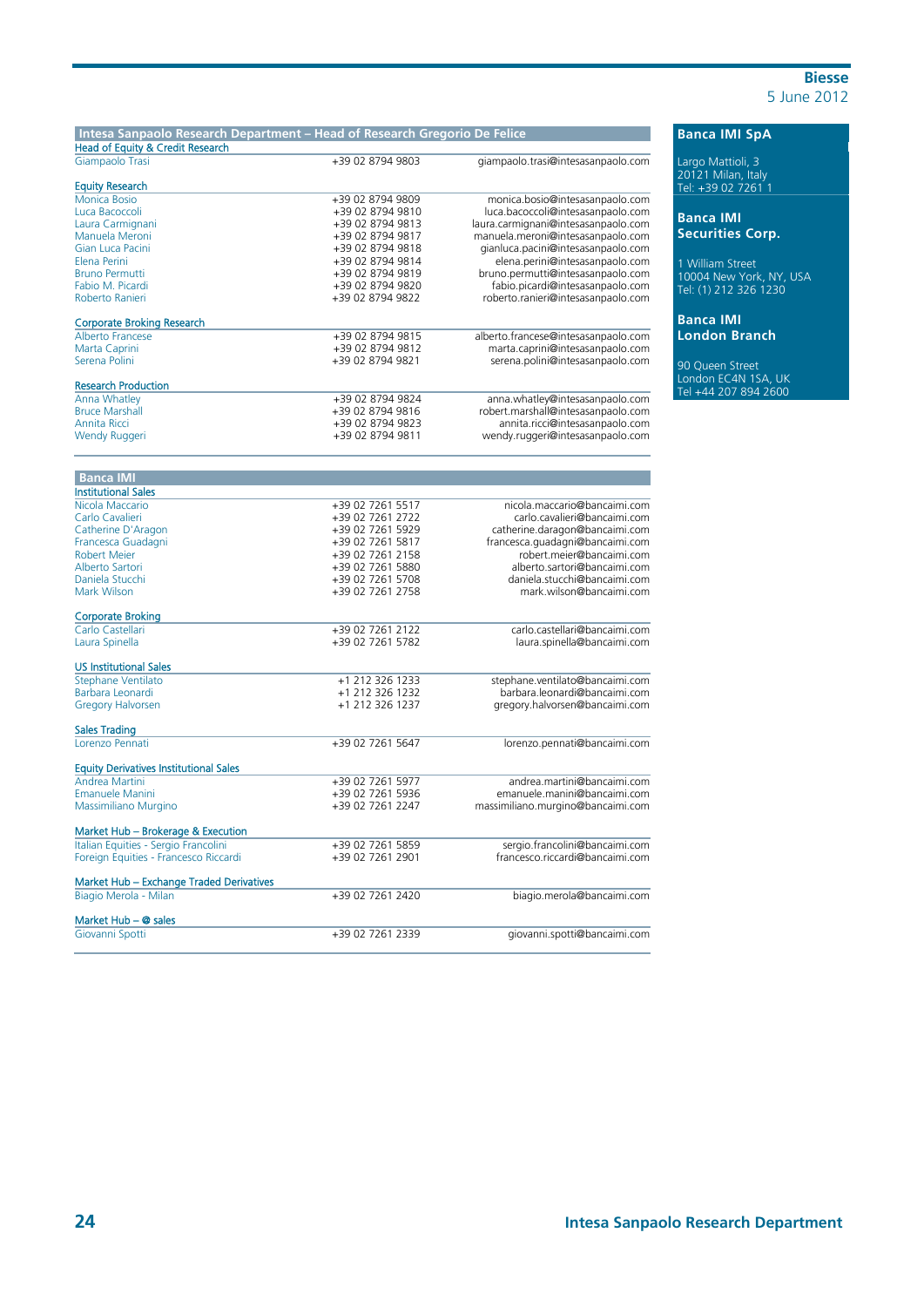## Intesa Sanpaolo Research Department – Head of Research Gregorio De Felice

| | | |
|---|---|---|
| **Head of Equity & Credit Research** | | |
| Giampaolo Trasi | +39 02 8794 9803 | giampaolo.trasi@intesasanpaolo.com |
| **Equity Research** | | |
| Monica Bosio | +39 02 8794 9809 | monica.bosio@intesasanpaolo.com |
| Luca Bacoccoli | +39 02 8794 9810 | luca.bacoccoli@intesasanpaolo.com |
| Laura Carmignani | +39 02 8794 9813 | laura.carmignani@intesasanpaolo.com |
| Manuela Meroni | +39 02 8794 9817 | manuela.meroni@intesasanpaolo.com |
| Gian Luca Pacini | +39 02 8794 9818 | gianluca.pacini@intesasanpaolo.com |
| Elena Perini | +39 02 8794 9814 | elena.perini@intesasanpaolo.com |
| Bruno Permutti | +39 02 8794 9819 | bruno.permutti@intesasanpaolo.com |
| Fabio M. Picardi | +39 02 8794 9820 | fabio.picardi@intesasanpaolo.com |
| Roberto Ranieri | +39 02 8794 9822 | roberto.ranieri@intesasanpaolo.com |
| **Corporate Broking Research** | | |
| Alberto Francese | +39 02 8794 9815 | alberto.francese@intesasanpaolo.com |
| Marta Caprini | +39 02 8794 9812 | marta.caprini@intesasanpaolo.com |
| Serena Polini | +39 02 8794 9821 | serena.polini@intesasanpaolo.com |
| **Research Production** | | |
| Anna Whatley | +39 02 8794 9824 | anna.whatley@intesasanpaolo.com |
| Bruce Marshall | +39 02 8794 9816 | robert.marshall@intesasanpaolo.com |
| Annita Ricci | +39 02 8794 9823 | annita.ricci@intesasanpaolo.com |
| Wendy Ruggeri | +39 02 8794 9811 | wendy.ruggeri@intesasanpaolo.com |

## Banca IMI

| | | |
|---|---|---|
| **Institutional Sales** | | |
| Nicola Maccario | +39 02 7261 5517 | nicola.maccario@bancaimi.com |
| Carlo Cavalieri | +39 02 7261 2722 | carlo.cavalieri@bancaimi.com |
| Catherine D'Aragon | +39 02 7261 5929 | catherine.daragon@bancaimi.com |
| Francesca Guadagni | +39 02 7261 5817 | francesca.guadagni@bancaimi.com |
| Robert Meier | +39 02 7261 2158 | robert.meier@bancaimi.com |
| Alberto Sartori | +39 02 7261 5880 | alberto.sartori@bancaimi.com |
| Daniela Stucchi | +39 02 7261 5708 | daniela.stucchi@bancaimi.com |
| Mark Wilson | +39 02 7261 2758 | mark.wilson@bancaimi.com |
| **Corporate Broking** | | |
| Carlo Castellari | +39 02 7261 2122 | carlo.castellari@bancaimi.com |
| Laura Spinella | +39 02 7261 5782 | laura.spinella@bancaimi.com |
| **US Institutional Sales** | | |
| Stephane Ventilato | +1 212 326 1233 | stephane.ventilato@bancaimi.com |
| Barbara Leonardi | +1 212 326 1232 | barbara.leonardi@bancaimi.com |
| Gregory Halvorsen | +1 212 326 1237 | gregory.halvorsen@bancaimi.com |
| **Sales Trading** | | |
| Lorenzo Pennati | +39 02 7261 5647 | lorenzo.pennati@bancaimi.com |
| **Equity Derivatives Institutional Sales** | | |
| Andrea Martini | +39 02 7261 5977 | andrea.martini@bancaimi.com |
| Emanuele Manini | +39 02 7261 5936 | emanuele.manini@bancaimi.com |
| Massimiliano Murgino | +39 02 7261 2247 | massimiliano.murgino@bancaimi.com |
| **Market Hub – Brokerage & Execution** | | |
| Italian Equities - Sergio Francolini | +39 02 7261 5859 | sergio.francolini@bancaimi.com |
| Foreign Equities - Francesco Riccardi | +39 02 7261 2901 | francesco.riccardi@bancaimi.com |
| **Market Hub – Exchange Traded Derivatives** | | |
| Biagio Merola - Milan | +39 02 7261 2420 | biagio.merola@bancaimi.com |
| **Market Hub – @ sales** | | |
| Giovanni Spotti | +39 02 7261 2339 | giovanni.spotti@bancaimi.com |

**Banca IMI SpA**

Largo Mattioli, 3
20121 Milan, Italy
Tel: +39 02 7261 1

**Banca IMI Securities Corp.**

1 William Street
10004 New York, NY, USA
Tel: (1) 212 326 1230

**Banca IMI London Branch**

90 Queen Street
London EC4N 1SA, UK
Tel +44 207 894 2600